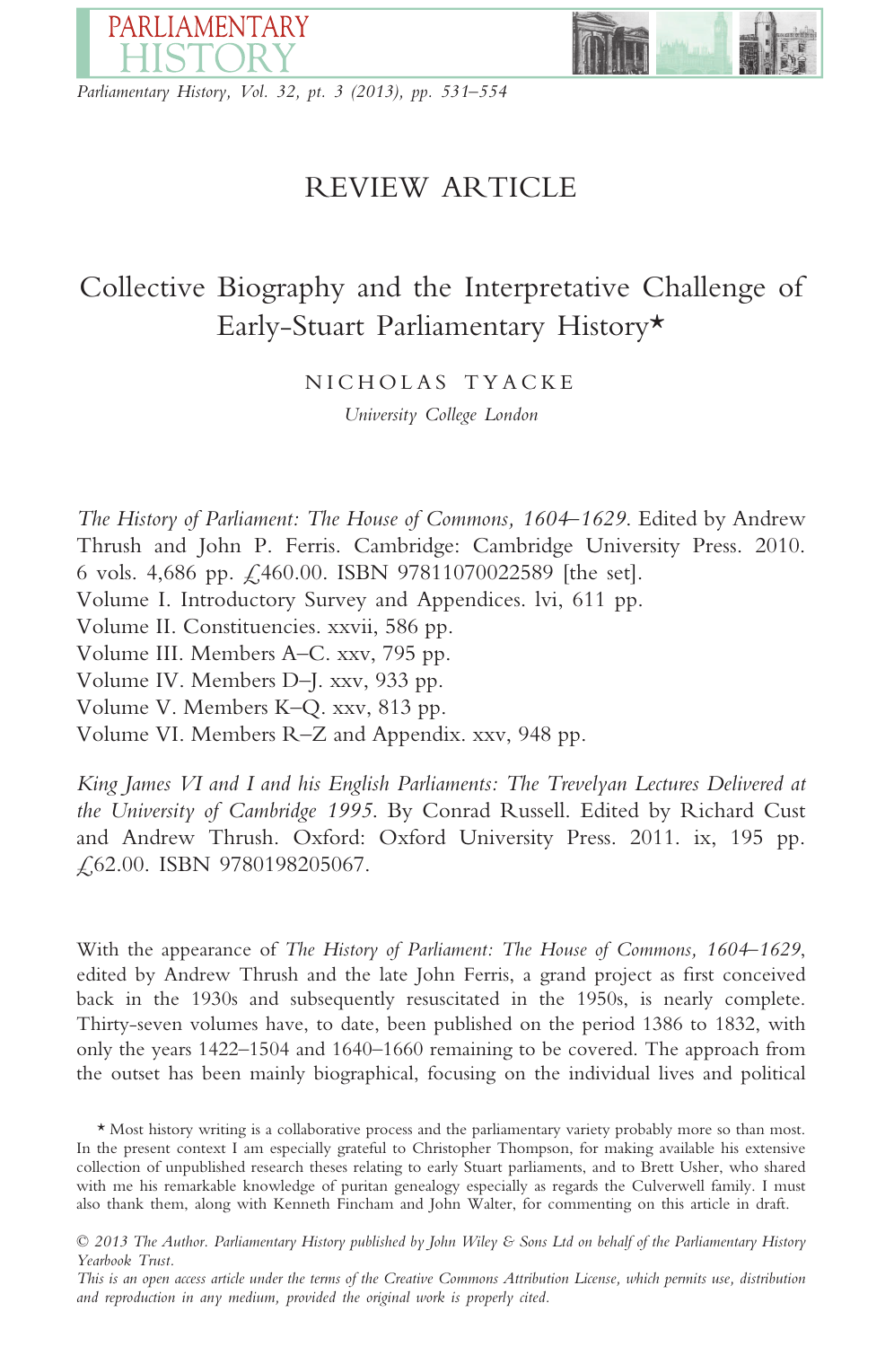# REVIEW ARTICLE

## Collective Biography and the Interpretative Challenge of Early-Stuart Parliamentary History*

NICHOLAS TYACKE

*University College London*

*The History of Parliament: The House of Commons, 1604–1629*. Edited by Andrew Thrush and John P. Ferris. Cambridge: Cambridge University Press. 2010. 6 vols. 4,686 pp. £460.00. ISBN 97811070022589 [the set].
Volume I. Introductory Survey and Appendices. lvi, 611 pp.
Volume II. Constituencies. xxvii, 586 pp.
Volume III. Members A–C. xxv, 795 pp.
Volume IV. Members D–J. xxv, 933 pp.
Volume V. Members K–Q. xxv, 813 pp.
Volume VI. Members R–Z and Appendix. xxv, 948 pp.

*King James VI and I and his English Parliaments: The Trevelyan Lectures Delivered at the University of Cambridge 1995*. By Conrad Russell. Edited by Richard Cust and Andrew Thrush. Oxford: Oxford University Press. 2011. ix, 195 pp. £62.00. ISBN 9780198205067.

With the appearance of *The History of Parliament: The House of Commons, 1604–1629*, edited by Andrew Thrush and the late John Ferris, a grand project as first conceived back in the 1930s and subsequently resuscitated in the 1950s, is nearly complete. Thirty-seven volumes have, to date, been published on the period 1386 to 1832, with only the years 1422–1504 and 1640–1660 remaining to be covered. The approach from the outset has been mainly biographical, focusing on the individual lives and political

\* Most history writing is a collaborative process and the parliamentary variety probably more so than most. In the present context I am especially grateful to Christopher Thompson, for making available his extensive collection of unpublished research theses relating to early Stuart parliaments, and to Brett Usher, who shared with me his remarkable knowledge of puritan genealogy especially as regards the Culverwell family. I must also thank them, along with Kenneth Fincham and John Walter, for commenting on this article in draft.

*© 2013 The Author. Parliamentary History published by John Wiley & Sons Ltd on behalf of the Parliamentary History Yearbook Trust.*
*This is an open access article under the terms of the Creative Commons Attribution License, which permits use, distribution and reproduction in any medium, provided the original work is properly cited.*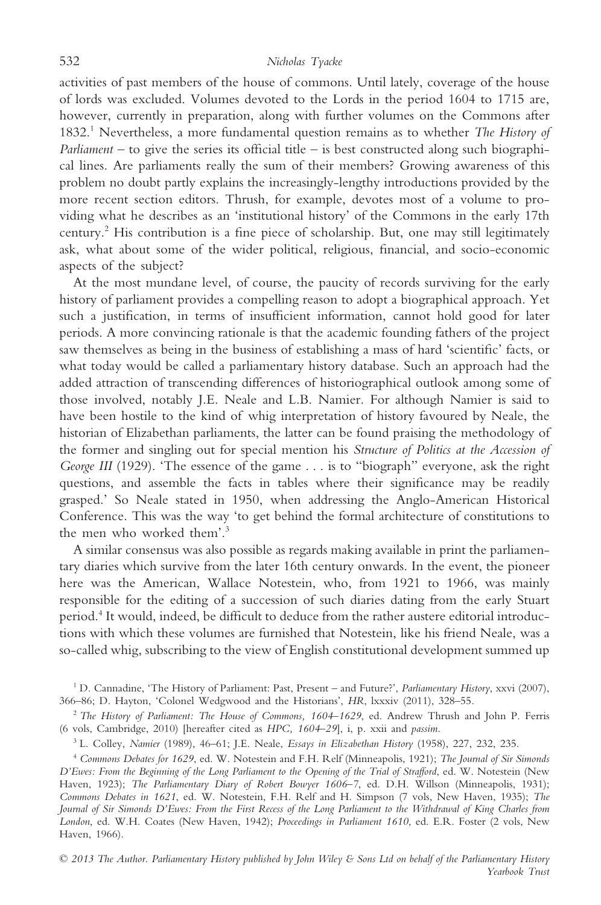activities of past members of the house of commons. Until lately, coverage of the house of lords was excluded. Volumes devoted to the Lords in the period 1604 to 1715 are, however, currently in preparation, along with further volumes on the Commons after 1832.[1] Nevertheless, a more fundamental question remains as to whether *The History of Parliament* – to give the series its official title – is best constructed along such biographical lines. Are parliaments really the sum of their members? Growing awareness of this problem no doubt partly explains the increasingly-lengthy introductions provided by the more recent section editors. Thrush, for example, devotes most of a volume to providing what he describes as an 'institutional history' of the Commons in the early 17th century.[2] His contribution is a fine piece of scholarship. But, one may still legitimately ask, what about some of the wider political, religious, financial, and socio-economic aspects of the subject?

At the most mundane level, of course, the paucity of records surviving for the early history of parliament provides a compelling reason to adopt a biographical approach. Yet such a justification, in terms of insufficient information, cannot hold good for later periods. A more convincing rationale is that the academic founding fathers of the project saw themselves as being in the business of establishing a mass of hard 'scientific' facts, or what today would be called a parliamentary history database. Such an approach had the added attraction of transcending differences of historiographical outlook among some of those involved, notably J.E. Neale and L.B. Namier. For although Namier is said to have been hostile to the kind of whig interpretation of history favoured by Neale, the historian of Elizabethan parliaments, the latter can be found praising the methodology of the former and singling out for special mention his *Structure of Politics at the Accession of George III* (1929). 'The essence of the game . . . is to "biograph" everyone, ask the right questions, and assemble the facts in tables where their significance may be readily grasped.' So Neale stated in 1950, when addressing the Anglo-American Historical Conference. This was the way 'to get behind the formal architecture of constitutions to the men who worked them'.[3]

A similar consensus was also possible as regards making available in print the parliamentary diaries which survive from the later 16th century onwards. In the event, the pioneer here was the American, Wallace Notestein, who, from 1921 to 1966, was mainly responsible for the editing of a succession of such diaries dating from the early Stuart period.[4] It would, indeed, be difficult to deduce from the rather austere editorial introductions with which these volumes are furnished that Notestein, like his friend Neale, was a so-called whig, subscribing to the view of English constitutional development summed up

---

[1] D. Cannadine, 'The History of Parliament: Past, Present – and Future?', *Parliamentary History*, xxvi (2007), 366–86; D. Hayton, 'Colonel Wedgwood and the Historians', *HR*, lxxxiv (2011), 328–55.

[2] *The History of Parliament: The House of Commons, 1604–1629*, ed. Andrew Thrush and John P. Ferris (6 vols, Cambridge, 2010) [hereafter cited as *HPC, 1604–29*], i, p. xxii and *passim*.

[3] L. Colley, *Namier* (1989), 46–61; J.E. Neale, *Essays in Elizabethan History* (1958), 227, 232, 235.

[4] *Commons Debates for 1629*, ed. W. Notestein and F.H. Relf (Minneapolis, 1921); *The Journal of Sir Simonds D'Ewes: From the Beginning of the Long Parliament to the Opening of the Trial of Strafford*, ed. W. Notestein (New Haven, 1923); *The Parliamentary Diary of Robert Bowyer 1606–7*, ed. D.H. Willson (Minneapolis, 1931); *Commons Debates in 1621*, ed. W. Notestein, F.H. Relf and H. Simpson (7 vols, New Haven, 1935); *The Journal of Sir Simonds D'Ewes: From the First Recess of the Long Parliament to the Withdrawal of King Charles from London*, ed. W.H. Coates (New Haven, 1942); *Proceedings in Parliament 1610*, ed. E.R. Foster (2 vols, New Haven, 1966).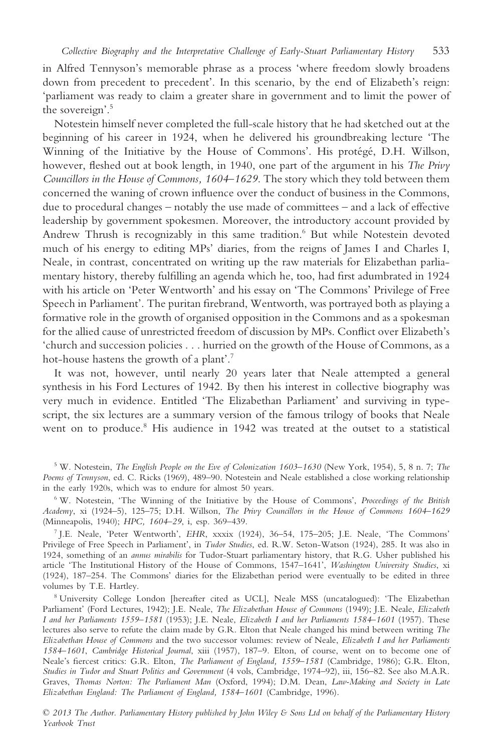in Alfred Tennyson's memorable phrase as a process 'where freedom slowly broadens down from precedent to precedent'. In this scenario, by the end of Elizabeth's reign: 'parliament was ready to claim a greater share in government and to limit the power of the sovereign'.[5]

Notestein himself never completed the full-scale history that he had sketched out at the beginning of his career in 1924, when he delivered his groundbreaking lecture 'The Winning of the Initiative by the House of Commons'. His protégé, D.H. Willson, however, fleshed out at book length, in 1940, one part of the argument in his *The Privy Councillors in the House of Commons, 1604–1629*. The story which they told between them concerned the waning of crown influence over the conduct of business in the Commons, due to procedural changes – notably the use made of committees – and a lack of effective leadership by government spokesmen. Moreover, the introductory account provided by Andrew Thrush is recognizably in this same tradition.[6] But while Notestein devoted much of his energy to editing MPs' diaries, from the reigns of James I and Charles I, Neale, in contrast, concentrated on writing up the raw materials for Elizabethan parliamentary history, thereby fulfilling an agenda which he, too, had first adumbrated in 1924 with his article on 'Peter Wentworth' and his essay on 'The Commons' Privilege of Free Speech in Parliament'. The puritan firebrand, Wentworth, was portrayed both as playing a formative role in the growth of organised opposition in the Commons and as a spokesman for the allied cause of unrestricted freedom of discussion by MPs. Conflict over Elizabeth's 'church and succession policies . . . hurried on the growth of the House of Commons, as a hot-house hastens the growth of a plant'.[7]

It was not, however, until nearly 20 years later that Neale attempted a general synthesis in his Ford Lectures of 1942. By then his interest in collective biography was very much in evidence. Entitled 'The Elizabethan Parliament' and surviving in typescript, the six lectures are a summary version of the famous trilogy of books that Neale went on to produce.[8] His audience in 1942 was treated at the outset to a statistical

---

[5] W. Notestein, *The English People on the Eve of Colonization 1603–1630* (New York, 1954), 5, 8 n. 7; *The Poems of Tennyson*, ed. C. Ricks (1969), 489–90. Notestein and Neale established a close working relationship in the early 1920s, which was to endure for almost 50 years.

[6] W. Notestein, 'The Winning of the Initiative by the House of Commons', *Proceedings of the British Academy*, xi (1924–5), 125–75; D.H. Willson, *The Privy Councillors in the House of Commons 1604–1629* (Minneapolis, 1940); *HPC, 1604–29*, i, esp. 369–439.

[7] J.E. Neale, 'Peter Wentworth', *EHR*, xxxix (1924), 36–54, 175–205; J.E. Neale, 'The Commons' Privilege of Free Speech in Parliament', in *Tudor Studies*, ed. R.W. Seton-Watson (1924), 285. It was also in 1924, something of an *annus mirabilis* for Tudor-Stuart parliamentary history, that R.G. Usher published his article 'The Institutional History of the House of Commons, 1547–1641', *Washington University Studies*, xi (1924), 187–254. The Commons' diaries for the Elizabethan period were eventually to be edited in three volumes by T.E. Hartley.

[8] University College London [hereafter cited as UCL], Neale MSS (uncatalogued): 'The Elizabethan Parliament' (Ford Lectures, 1942); J.E. Neale, *The Elizabethan House of Commons* (1949); J.E. Neale, *Elizabeth I and her Parliaments 1559–1581* (1953); J.E. Neale, *Elizabeth I and her Parliaments 1584–1601* (1957). These lectures also serve to refute the claim made by G.R. Elton that Neale changed his mind between writing *The Elizabethan House of Commons* and the two successor volumes: review of Neale, *Elizabeth I and her Parliaments 1584–1601*, *Cambridge Historical Journal*, xiii (1957), 187–9. Elton, of course, went on to become one of Neale's fiercest critics: G.R. Elton, *The Parliament of England, 1559–1581* (Cambridge, 1986); G.R. Elton, *Studies in Tudor and Stuart Politics and Government* (4 vols, Cambridge, 1974–92), iii, 156–82. See also M.A.R. Graves, *Thomas Norton: The Parliament Man* (Oxford, 1994); D.M. Dean, *Law-Making and Society in Late Elizabethan England: The Parliament of England, 1584–1601* (Cambridge, 1996).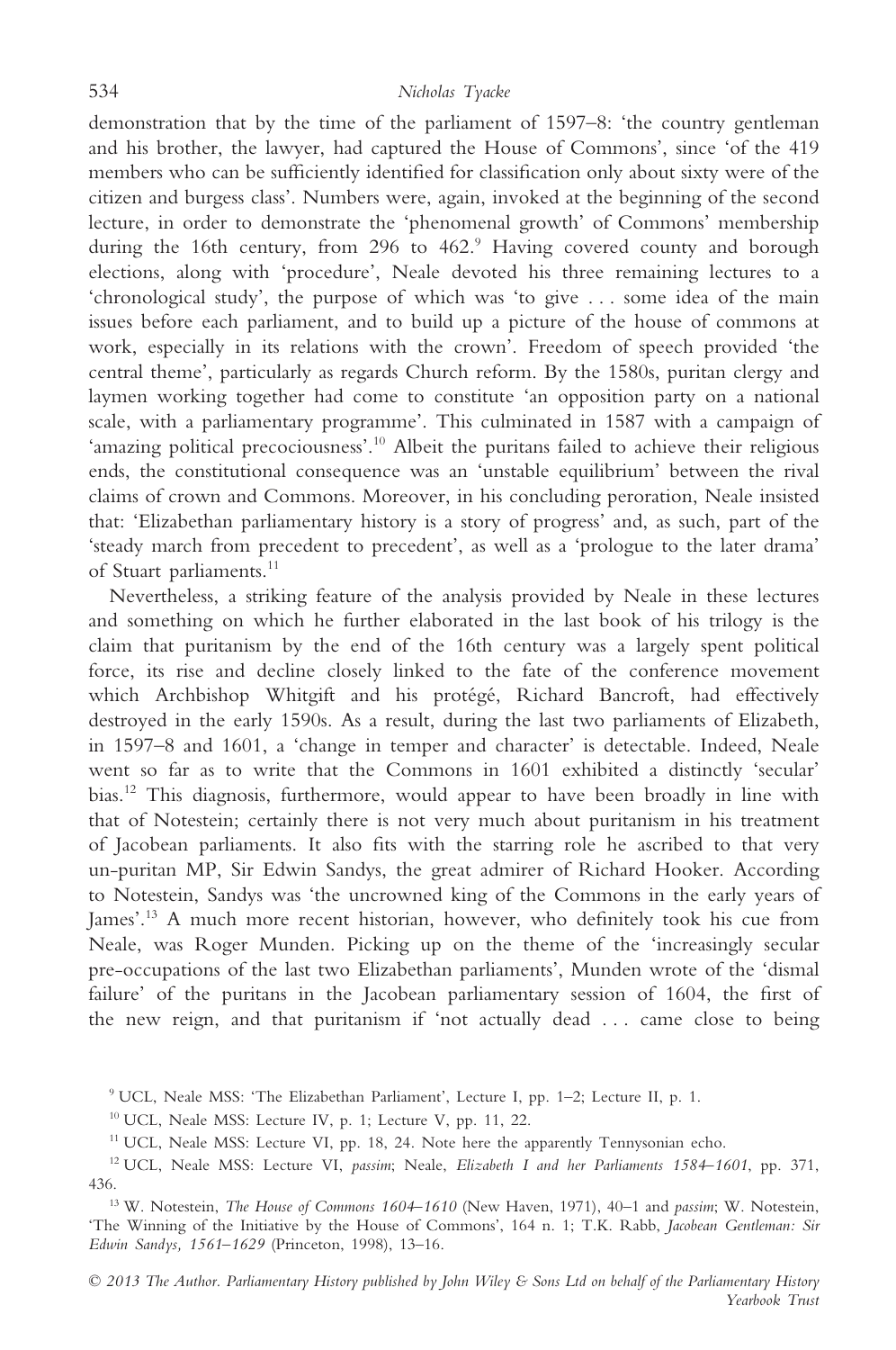demonstration that by the time of the parliament of 1597–8: 'the country gentleman and his brother, the lawyer, had captured the House of Commons', since 'of the 419 members who can be sufficiently identified for classification only about sixty were of the citizen and burgess class'. Numbers were, again, invoked at the beginning of the second lecture, in order to demonstrate the 'phenomenal growth' of Commons' membership during the 16th century, from 296 to 462.[9] Having covered county and borough elections, along with 'procedure', Neale devoted his three remaining lectures to a 'chronological study', the purpose of which was 'to give . . . some idea of the main issues before each parliament, and to build up a picture of the house of commons at work, especially in its relations with the crown'. Freedom of speech provided 'the central theme', particularly as regards Church reform. By the 1580s, puritan clergy and laymen working together had come to constitute 'an opposition party on a national scale, with a parliamentary programme'. This culminated in 1587 with a campaign of 'amazing political precociousness'.[10] Albeit the puritans failed to achieve their religious ends, the constitutional consequence was an 'unstable equilibrium' between the rival claims of crown and Commons. Moreover, in his concluding peroration, Neale insisted that: 'Elizabethan parliamentary history is a story of progress' and, as such, part of the 'steady march from precedent to precedent', as well as a 'prologue to the later drama' of Stuart parliaments.[11]

Nevertheless, a striking feature of the analysis provided by Neale in these lectures and something on which he further elaborated in the last book of his trilogy is the claim that puritanism by the end of the 16th century was a largely spent political force, its rise and decline closely linked to the fate of the conference movement which Archbishop Whitgift and his protégé, Richard Bancroft, had effectively destroyed in the early 1590s. As a result, during the last two parliaments of Elizabeth, in 1597–8 and 1601, a 'change in temper and character' is detectable. Indeed, Neale went so far as to write that the Commons in 1601 exhibited a distinctly 'secular' bias.[12] This diagnosis, furthermore, would appear to have been broadly in line with that of Notestein; certainly there is not very much about puritanism in his treatment of Jacobean parliaments. It also fits with the starring role he ascribed to that very un-puritan MP, Sir Edwin Sandys, the great admirer of Richard Hooker. According to Notestein, Sandys was 'the uncrowned king of the Commons in the early years of James'.[13] A much more recent historian, however, who definitely took his cue from Neale, was Roger Munden. Picking up on the theme of the 'increasingly secular pre-occupations of the last two Elizabethan parliaments', Munden wrote of the 'dismal failure' of the puritans in the Jacobean parliamentary session of 1604, the first of the new reign, and that puritanism if 'not actually dead . . . came close to being

[9] UCL, Neale MSS: 'The Elizabethan Parliament', Lecture I, pp. 1–2; Lecture II, p. 1.

[10] UCL, Neale MSS: Lecture IV, p. 1; Lecture V, pp. 11, 22.

[11] UCL, Neale MSS: Lecture VI, pp. 18, 24. Note here the apparently Tennysonian echo.

[12] UCL, Neale MSS: Lecture VI, *passim*; Neale, *Elizabeth I and her Parliaments 1584–1601*, pp. 371, 436.

[13] W. Notestein, *The House of Commons 1604–1610* (New Haven, 1971), 40–1 and *passim*; W. Notestein, 'The Winning of the Initiative by the House of Commons', 164 n. 1; T.K. Rabb, *Jacobean Gentleman: Sir Edwin Sandys, 1561–1629* (Princeton, 1998), 13–16.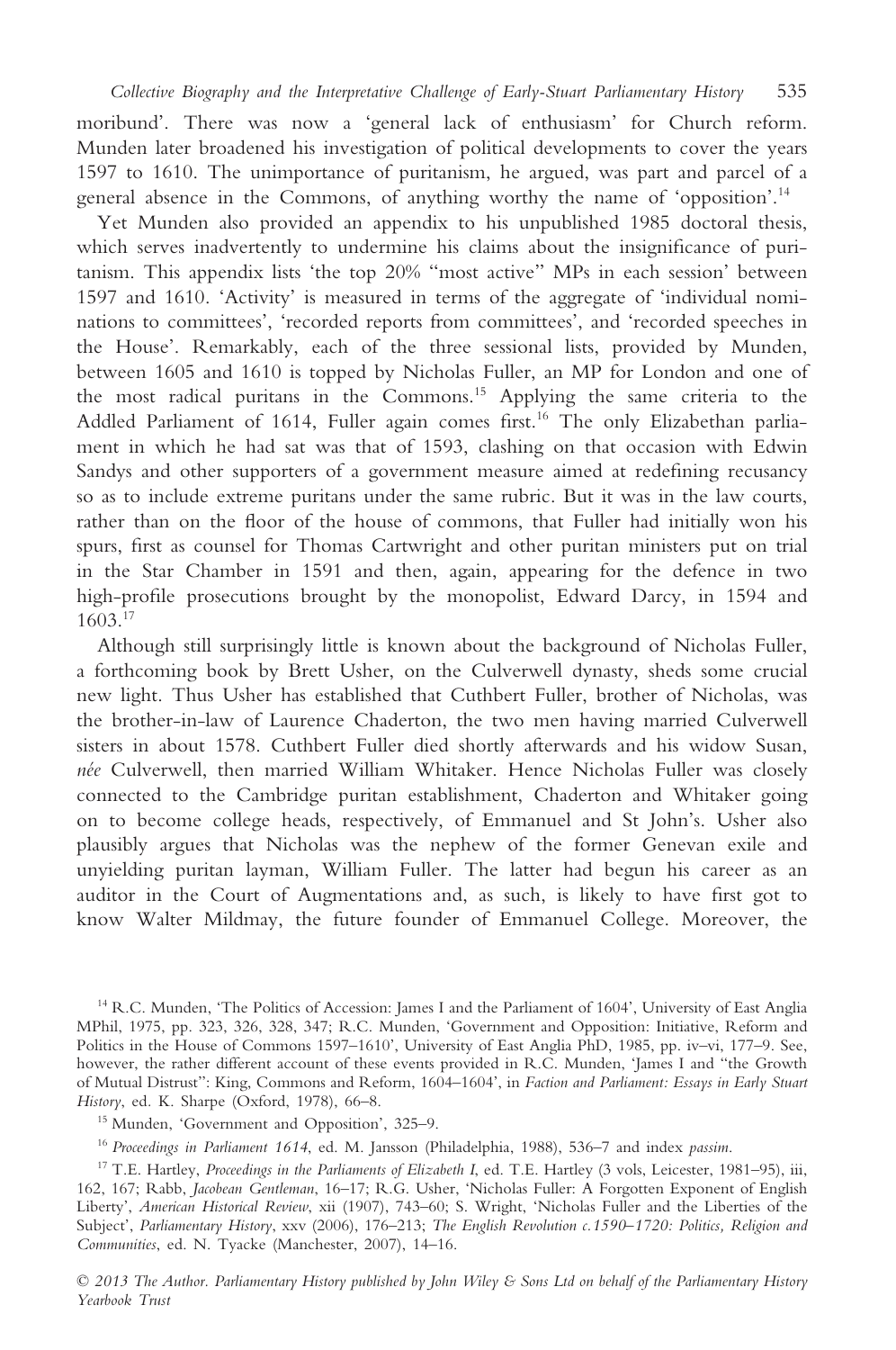moribund'. There was now a 'general lack of enthusiasm' for Church reform. Munden later broadened his investigation of political developments to cover the years 1597 to 1610. The unimportance of puritanism, he argued, was part and parcel of a general absence in the Commons, of anything worthy the name of 'opposition'.[14]

Yet Munden also provided an appendix to his unpublished 1985 doctoral thesis, which serves inadvertently to undermine his claims about the insignificance of puritanism. This appendix lists 'the top 20% "most active" MPs in each session' between 1597 and 1610. 'Activity' is measured in terms of the aggregate of 'individual nominations to committees', 'recorded reports from committees', and 'recorded speeches in the House'. Remarkably, each of the three sessional lists, provided by Munden, between 1605 and 1610 is topped by Nicholas Fuller, an MP for London and one of the most radical puritans in the Commons.[15] Applying the same criteria to the Addled Parliament of 1614, Fuller again comes first.[16] The only Elizabethan parliament in which he had sat was that of 1593, clashing on that occasion with Edwin Sandys and other supporters of a government measure aimed at redefining recusancy so as to include extreme puritans under the same rubric. But it was in the law courts, rather than on the floor of the house of commons, that Fuller had initially won his spurs, first as counsel for Thomas Cartwright and other puritan ministers put on trial in the Star Chamber in 1591 and then, again, appearing for the defence in two high-profile prosecutions brought by the monopolist, Edward Darcy, in 1594 and 1603.[17]

Although still surprisingly little is known about the background of Nicholas Fuller, a forthcoming book by Brett Usher, on the Culverwell dynasty, sheds some crucial new light. Thus Usher has established that Cuthbert Fuller, brother of Nicholas, was the brother-in-law of Laurence Chaderton, the two men having married Culverwell sisters in about 1578. Cuthbert Fuller died shortly afterwards and his widow Susan, *née* Culverwell, then married William Whitaker. Hence Nicholas Fuller was closely connected to the Cambridge puritan establishment, Chaderton and Whitaker going on to become college heads, respectively, of Emmanuel and St John's. Usher also plausibly argues that Nicholas was the nephew of the former Genevan exile and unyielding puritan layman, William Fuller. The latter had begun his career as an auditor in the Court of Augmentations and, as such, is likely to have first got to know Walter Mildmay, the future founder of Emmanuel College. Moreover, the

[14] R.C. Munden, 'The Politics of Accession: James I and the Parliament of 1604', University of East Anglia MPhil, 1975, pp. 323, 326, 328, 347; R.C. Munden, 'Government and Opposition: Initiative, Reform and Politics in the House of Commons 1597–1610', University of East Anglia PhD, 1985, pp. iv–vi, 177–9. See, however, the rather different account of these events provided in R.C. Munden, 'James I and "the Growth of Mutual Distrust": King, Commons and Reform, 1604–1604', in *Faction and Parliament: Essays in Early Stuart History*, ed. K. Sharpe (Oxford, 1978), 66–8.

[15] Munden, 'Government and Opposition', 325–9.

[16] *Proceedings in Parliament 1614*, ed. M. Jansson (Philadelphia, 1988), 536–7 and index *passim*.

[17] T.E. Hartley, *Proceedings in the Parliaments of Elizabeth I*, ed. T.E. Hartley (3 vols, Leicester, 1981–95), iii, 162, 167; Rabb, *Jacobean Gentleman*, 16–17; R.G. Usher, 'Nicholas Fuller: A Forgotten Exponent of English Liberty', *American Historical Review*, xii (1907), 743–60; S. Wright, 'Nicholas Fuller and the Liberties of the Subject', *Parliamentary History*, xxv (2006), 176–213; *The English Revolution c.1590–1720: Politics, Religion and Communities*, ed. N. Tyacke (Manchester, 2007), 14–16.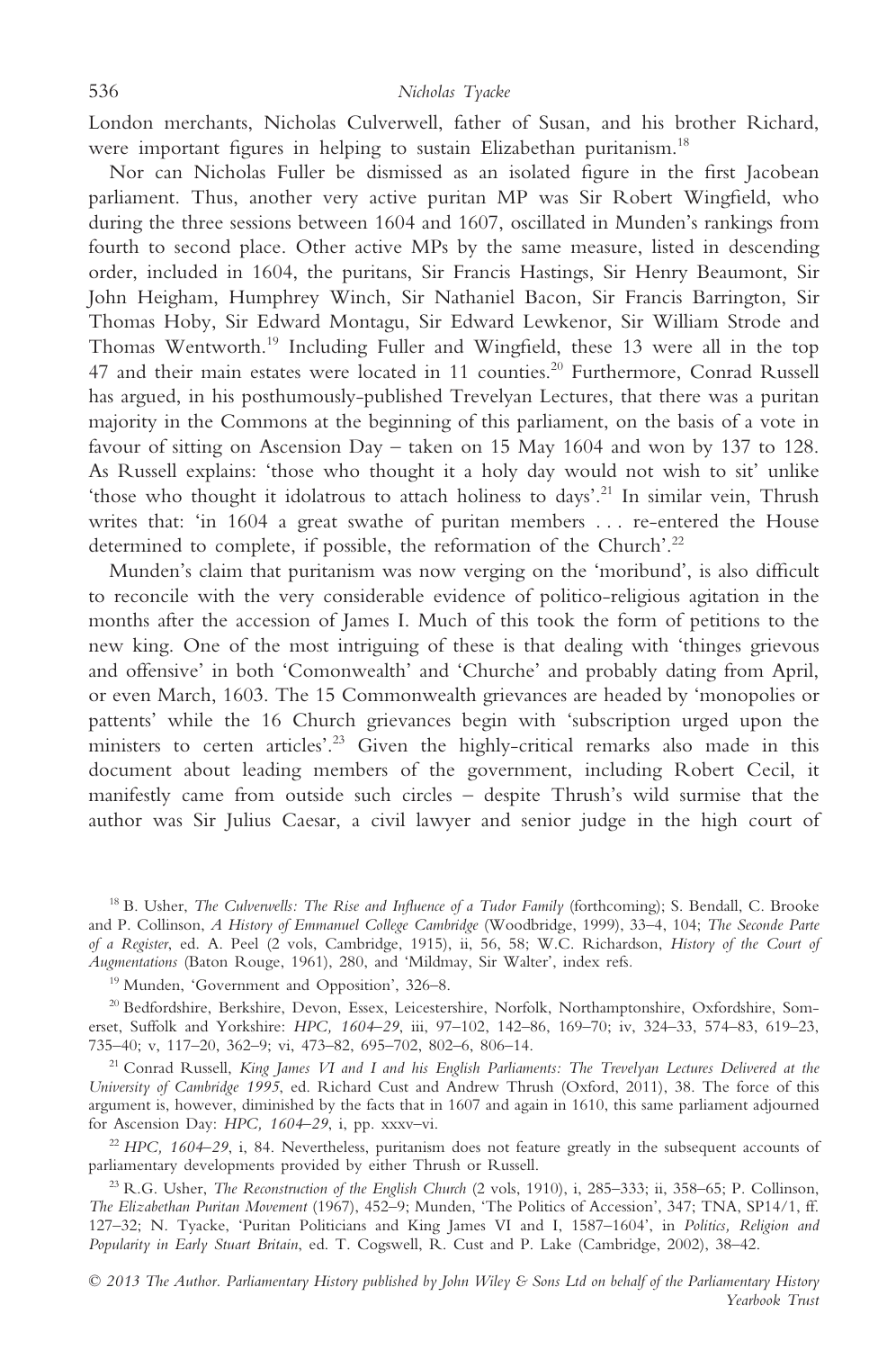London merchants, Nicholas Culverwell, father of Susan, and his brother Richard, were important figures in helping to sustain Elizabethan puritanism.[18]

Nor can Nicholas Fuller be dismissed as an isolated figure in the first Jacobean parliament. Thus, another very active puritan MP was Sir Robert Wingfield, who during the three sessions between 1604 and 1607, oscillated in Munden's rankings from fourth to second place. Other active MPs by the same measure, listed in descending order, included in 1604, the puritans, Sir Francis Hastings, Sir Henry Beaumont, Sir John Heigham, Humphrey Winch, Sir Nathaniel Bacon, Sir Francis Barrington, Sir Thomas Hoby, Sir Edward Montagu, Sir Edward Lewkenor, Sir William Strode and Thomas Wentworth.[19] Including Fuller and Wingfield, these 13 were all in the top 47 and their main estates were located in 11 counties.[20] Furthermore, Conrad Russell has argued, in his posthumously-published Trevelyan Lectures, that there was a puritan majority in the Commons at the beginning of this parliament, on the basis of a vote in favour of sitting on Ascension Day – taken on 15 May 1604 and won by 137 to 128. As Russell explains: 'those who thought it a holy day would not wish to sit' unlike 'those who thought it idolatrous to attach holiness to days'.[21] In similar vein, Thrush writes that: 'in 1604 a great swathe of puritan members . . . re-entered the House determined to complete, if possible, the reformation of the Church'.[22]

Munden's claim that puritanism was now verging on the 'moribund', is also difficult to reconcile with the very considerable evidence of politico-religious agitation in the months after the accession of James I. Much of this took the form of petitions to the new king. One of the most intriguing of these is that dealing with 'thinges grievous and offensive' in both 'Comonwealth' and 'Churche' and probably dating from April, or even March, 1603. The 15 Commonwealth grievances are headed by 'monopolies or pattents' while the 16 Church grievances begin with 'subscription urged upon the ministers to certen articles'.[23] Given the highly-critical remarks also made in this document about leading members of the government, including Robert Cecil, it manifestly came from outside such circles – despite Thrush's wild surmise that the author was Sir Julius Caesar, a civil lawyer and senior judge in the high court of

---

[18] B. Usher, *The Culverwells: The Rise and Influence of a Tudor Family* (forthcoming); S. Bendall, C. Brooke and P. Collinson, *A History of Emmanuel College Cambridge* (Woodbridge, 1999), 33–4, 104; *The Seconde Parte of a Register*, ed. A. Peel (2 vols, Cambridge, 1915), ii, 56, 58; W.C. Richardson, *History of the Court of Augmentations* (Baton Rouge, 1961), 280, and 'Mildmay, Sir Walter', index refs.

[19] Munden, 'Government and Opposition', 326–8.

[20] Bedfordshire, Berkshire, Devon, Essex, Leicestershire, Norfolk, Northamptonshire, Oxfordshire, Somerset, Suffolk and Yorkshire: *HPC, 1604–29*, iii, 97–102, 142–86, 169–70; iv, 324–33, 574–83, 619–23, 735–40; v, 117–20, 362–9; vi, 473–82, 695–702, 802–6, 806–14.

[21] Conrad Russell, *King James VI and I and his English Parliaments: The Trevelyan Lectures Delivered at the University of Cambridge 1995*, ed. Richard Cust and Andrew Thrush (Oxford, 2011), 38. The force of this argument is, however, diminished by the facts that in 1607 and again in 1610, this same parliament adjourned for Ascension Day: *HPC, 1604–29*, i, pp. xxxv–vi.

[22] *HPC, 1604–29*, i, 84. Nevertheless, puritanism does not feature greatly in the subsequent accounts of parliamentary developments provided by either Thrush or Russell.

[23] R.G. Usher, *The Reconstruction of the English Church* (2 vols, 1910), i, 285–333; ii, 358–65; P. Collinson, *The Elizabethan Puritan Movement* (1967), 452–9; Munden, 'The Politics of Accession', 347; TNA, SP14/1, ff. 127–32; N. Tyacke, 'Puritan Politicians and King James VI and I, 1587–1604', in *Politics, Religion and Popularity in Early Stuart Britain*, ed. T. Cogswell, R. Cust and P. Lake (Cambridge, 2002), 38–42.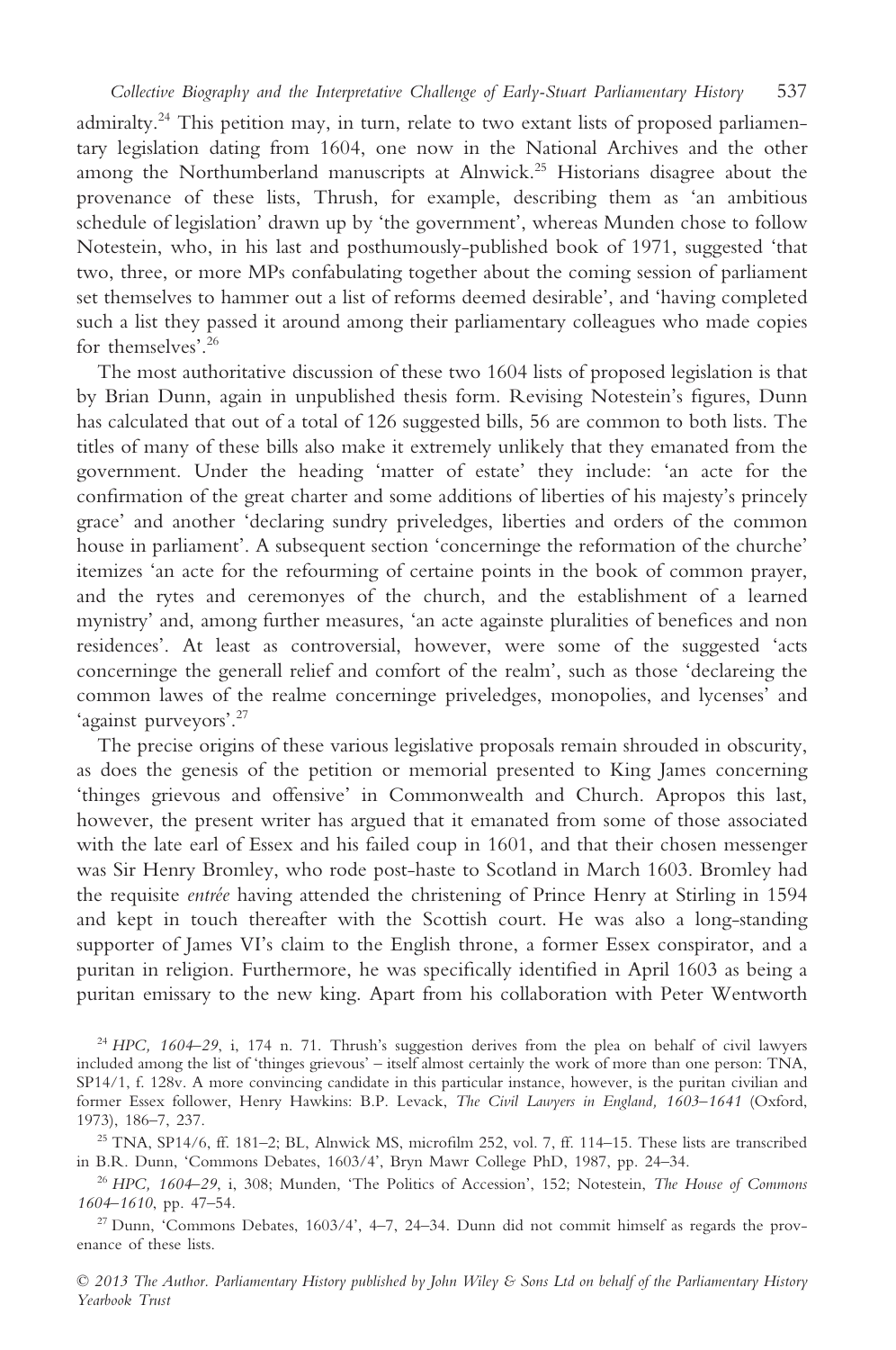admiralty.[24] This petition may, in turn, relate to two extant lists of proposed parliamentary legislation dating from 1604, one now in the National Archives and the other among the Northumberland manuscripts at Alnwick.[25] Historians disagree about the provenance of these lists, Thrush, for example, describing them as 'an ambitious schedule of legislation' drawn up by 'the government', whereas Munden chose to follow Notestein, who, in his last and posthumously-published book of 1971, suggested 'that two, three, or more MPs confabulating together about the coming session of parliament set themselves to hammer out a list of reforms deemed desirable', and 'having completed such a list they passed it around among their parliamentary colleagues who made copies for themselves'.[26]

The most authoritative discussion of these two 1604 lists of proposed legislation is that by Brian Dunn, again in unpublished thesis form. Revising Notestein's figures, Dunn has calculated that out of a total of 126 suggested bills, 56 are common to both lists. The titles of many of these bills also make it extremely unlikely that they emanated from the government. Under the heading 'matter of estate' they include: 'an acte for the confirmation of the great charter and some additions of liberties of his majesty's princely grace' and another 'declaring sundry priveledges, liberties and orders of the common house in parliament'. A subsequent section 'concerninge the reformation of the churche' itemizes 'an acte for the refourming of certaine points in the book of common prayer, and the rytes and ceremonyes of the church, and the establishment of a learned mynistry' and, among further measures, 'an acte againste pluralities of benefices and non residences'. At least as controversial, however, were some of the suggested 'acts concerninge the generall relief and comfort of the realm', such as those 'declareing the common lawes of the realme concerninge priveledges, monopolies, and lycenses' and 'against purveyors'.[27]

The precise origins of these various legislative proposals remain shrouded in obscurity, as does the genesis of the petition or memorial presented to King James concerning 'thinges grievous and offensive' in Commonwealth and Church. Apropos this last, however, the present writer has argued that it emanated from some of those associated with the late earl of Essex and his failed coup in 1601, and that their chosen messenger was Sir Henry Bromley, who rode post-haste to Scotland in March 1603. Bromley had the requisite *entrée* having attended the christening of Prince Henry at Stirling in 1594 and kept in touch thereafter with the Scottish court. He was also a long-standing supporter of James VI's claim to the English throne, a former Essex conspirator, and a puritan in religion. Furthermore, he was specifically identified in April 1603 as being a puritan emissary to the new king. Apart from his collaboration with Peter Wentworth

[24] *HPC, 1604–29*, i, 174 n. 71. Thrush's suggestion derives from the plea on behalf of civil lawyers included among the list of 'thinges grievous' – itself almost certainly the work of more than one person: TNA, SP14/1, f. 128v. A more convincing candidate in this particular instance, however, is the puritan civilian and former Essex follower, Henry Hawkins: B.P. Levack, *The Civil Lawyers in England, 1603–1641* (Oxford, 1973), 186–7, 237.

[25] TNA, SP14/6, ff. 181–2; BL, Alnwick MS, microfilm 252, vol. 7, ff. 114–15. These lists are transcribed in B.R. Dunn, 'Commons Debates, 1603/4', Bryn Mawr College PhD, 1987, pp. 24–34.

[26] *HPC, 1604–29*, i, 308; Munden, 'The Politics of Accession', 152; Notestein, *The House of Commons 1604–1610*, pp. 47–54.

[27] Dunn, 'Commons Debates, 1603/4', 4–7, 24–34. Dunn did not commit himself as regards the provenance of these lists.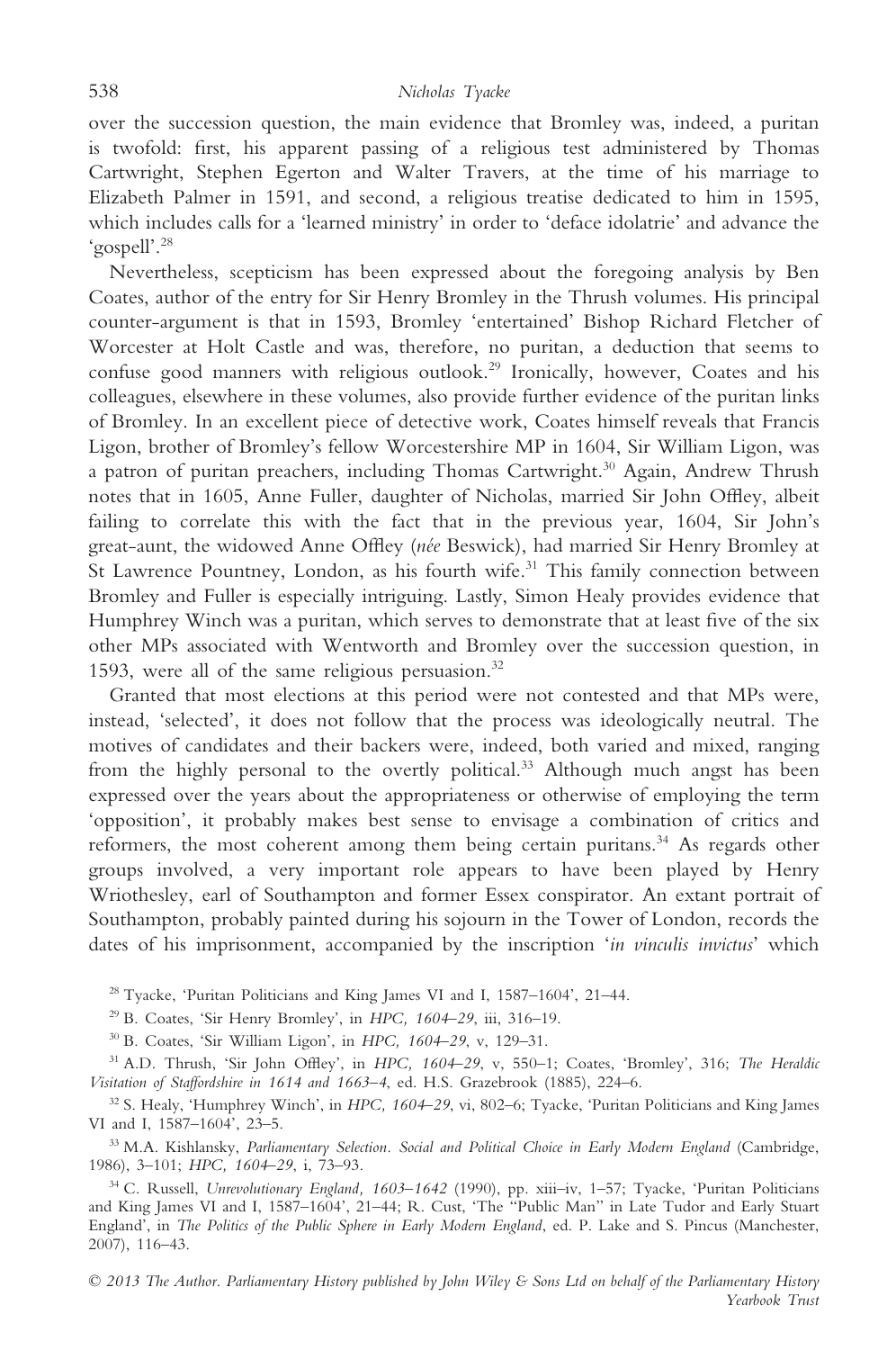over the succession question, the main evidence that Bromley was, indeed, a puritan is twofold: first, his apparent passing of a religious test administered by Thomas Cartwright, Stephen Egerton and Walter Travers, at the time of his marriage to Elizabeth Palmer in 1591, and second, a religious treatise dedicated to him in 1595, which includes calls for a 'learned ministry' in order to 'deface idolatrie' and advance the 'gospell'.[28]

Nevertheless, scepticism has been expressed about the foregoing analysis by Ben Coates, author of the entry for Sir Henry Bromley in the Thrush volumes. His principal counter-argument is that in 1593, Bromley 'entertained' Bishop Richard Fletcher of Worcester at Holt Castle and was, therefore, no puritan, a deduction that seems to confuse good manners with religious outlook.[29] Ironically, however, Coates and his colleagues, elsewhere in these volumes, also provide further evidence of the puritan links of Bromley. In an excellent piece of detective work, Coates himself reveals that Francis Ligon, brother of Bromley's fellow Worcestershire MP in 1604, Sir William Ligon, was a patron of puritan preachers, including Thomas Cartwright.[30] Again, Andrew Thrush notes that in 1605, Anne Fuller, daughter of Nicholas, married Sir John Offley, albeit failing to correlate this with the fact that in the previous year, 1604, Sir John's great-aunt, the widowed Anne Offley (*née* Beswick), had married Sir Henry Bromley at St Lawrence Pountney, London, as his fourth wife.[31] This family connection between Bromley and Fuller is especially intriguing. Lastly, Simon Healy provides evidence that Humphrey Winch was a puritan, which serves to demonstrate that at least five of the six other MPs associated with Wentworth and Bromley over the succession question, in 1593, were all of the same religious persuasion.[32]

Granted that most elections at this period were not contested and that MPs were, instead, 'selected', it does not follow that the process was ideologically neutral. The motives of candidates and their backers were, indeed, both varied and mixed, ranging from the highly personal to the overtly political.[33] Although much angst has been expressed over the years about the appropriateness or otherwise of employing the term 'opposition', it probably makes best sense to envisage a combination of critics and reformers, the most coherent among them being certain puritans.[34] As regards other groups involved, a very important role appears to have been played by Henry Wriothesley, earl of Southampton and former Essex conspirator. An extant portrait of Southampton, probably painted during his sojourn in the Tower of London, records the dates of his imprisonment, accompanied by the inscription '*in vinculis invictus*' which

---

[28] Tyacke, 'Puritan Politicians and King James VI and I, 1587–1604', 21–44.

[29] B. Coates, 'Sir Henry Bromley', in *HPC, 1604–29*, iii, 316–19.

[30] B. Coates, 'Sir William Ligon', in *HPC, 1604–29*, v, 129–31.

[31] A.D. Thrush, 'Sir John Offley', in *HPC, 1604–29*, v, 550–1; Coates, 'Bromley', 316; *The Heraldic Visitation of Staffordshire in 1614 and 1663–4*, ed. H.S. Grazebrook (1885), 224–6.

[32] S. Healy, 'Humphrey Winch', in *HPC, 1604–29*, vi, 802–6; Tyacke, 'Puritan Politicians and King James VI and I, 1587–1604', 23–5.

[33] M.A. Kishlansky, *Parliamentary Selection. Social and Political Choice in Early Modern England* (Cambridge, 1986), 3–101; *HPC, 1604–29*, i, 73–93.

[34] C. Russell, *Unrevolutionary England, 1603–1642* (1990), pp. xiii–iv, 1–57; Tyacke, 'Puritan Politicians and King James VI and I, 1587–1604', 21–44; R. Cust, 'The "Public Man" in Late Tudor and Early Stuart England', in *The Politics of the Public Sphere in Early Modern England*, ed. P. Lake and S. Pincus (Manchester, 2007), 116–43.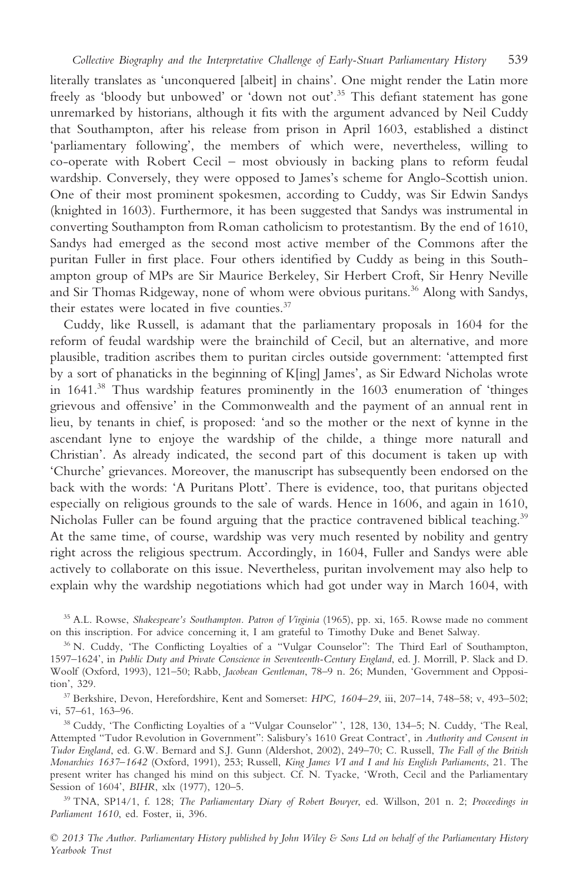literally translates as 'unconquered [albeit] in chains'. One might render the Latin more freely as 'bloody but unbowed' or 'down not out'.[35] This defiant statement has gone unremarked by historians, although it fits with the argument advanced by Neil Cuddy that Southampton, after his release from prison in April 1603, established a distinct 'parliamentary following', the members of which were, nevertheless, willing to co-operate with Robert Cecil – most obviously in backing plans to reform feudal wardship. Conversely, they were opposed to James's scheme for Anglo-Scottish union. One of their most prominent spokesmen, according to Cuddy, was Sir Edwin Sandys (knighted in 1603). Furthermore, it has been suggested that Sandys was instrumental in converting Southampton from Roman catholicism to protestantism. By the end of 1610, Sandys had emerged as the second most active member of the Commons after the puritan Fuller in first place. Four others identified by Cuddy as being in this Southampton group of MPs are Sir Maurice Berkeley, Sir Herbert Croft, Sir Henry Neville and Sir Thomas Ridgeway, none of whom were obvious puritans.[36] Along with Sandys, their estates were located in five counties.[37]

Cuddy, like Russell, is adamant that the parliamentary proposals in 1604 for the reform of feudal wardship were the brainchild of Cecil, but an alternative, and more plausible, tradition ascribes them to puritan circles outside government: 'attempted first by a sort of phanaticks in the beginning of K[ing] James', as Sir Edward Nicholas wrote in 1641.[38] Thus wardship features prominently in the 1603 enumeration of 'thinges grievous and offensive' in the Commonwealth and the payment of an annual rent in lieu, by tenants in chief, is proposed: 'and so the mother or the next of kynne in the ascendant lyne to enjoye the wardship of the childe, a thinge more naturall and Christian'. As already indicated, the second part of this document is taken up with 'Churche' grievances. Moreover, the manuscript has subsequently been endorsed on the back with the words: 'A Puritans Plott'. There is evidence, too, that puritans objected especially on religious grounds to the sale of wards. Hence in 1606, and again in 1610, Nicholas Fuller can be found arguing that the practice contravened biblical teaching.[39] At the same time, of course, wardship was very much resented by nobility and gentry right across the religious spectrum. Accordingly, in 1604, Fuller and Sandys were able actively to collaborate on this issue. Nevertheless, puritan involvement may also help to explain why the wardship negotiations which had got under way in March 1604, with

[35] A.L. Rowse, *Shakespeare's Southampton. Patron of Virginia* (1965), pp. xi, 165. Rowse made no comment on this inscription. For advice concerning it, I am grateful to Timothy Duke and Benet Salway.

[36] N. Cuddy, 'The Conflicting Loyalties of a "Vulgar Counselor": The Third Earl of Southampton, 1597–1624', in *Public Duty and Private Conscience in Seventeenth-Century England*, ed. J. Morrill, P. Slack and D. Woolf (Oxford, 1993), 121–50; Rabb, *Jacobean Gentleman*, 78–9 n. 26; Munden, 'Government and Opposition', 329.

[37] Berkshire, Devon, Herefordshire, Kent and Somerset: *HPC, 1604–29*, iii, 207–14, 748–58; v, 493–502; vi, 57–61, 163–96.

[38] Cuddy, 'The Conflicting Loyalties of a "Vulgar Counselor" ', 128, 130, 134–5; N. Cuddy, 'The Real, Attempted "Tudor Revolution in Government": Salisbury's 1610 Great Contract', in *Authority and Consent in Tudor England*, ed. G.W. Bernard and S.J. Gunn (Aldershot, 2002), 249–70; C. Russell, *The Fall of the British Monarchies 1637–1642* (Oxford, 1991), 253; Russell, *King James VI and I and his English Parliaments*, 21. The present writer has changed his mind on this subject. Cf. N. Tyacke, 'Wroth, Cecil and the Parliamentary Session of 1604', *BIHR*, xlx (1977), 120–5.

[39] TNA, SP14/1, f. 128; *The Parliamentary Diary of Robert Bowyer*, ed. Willson, 201 n. 2; *Proceedings in Parliament 1610*, ed. Foster, ii, 396.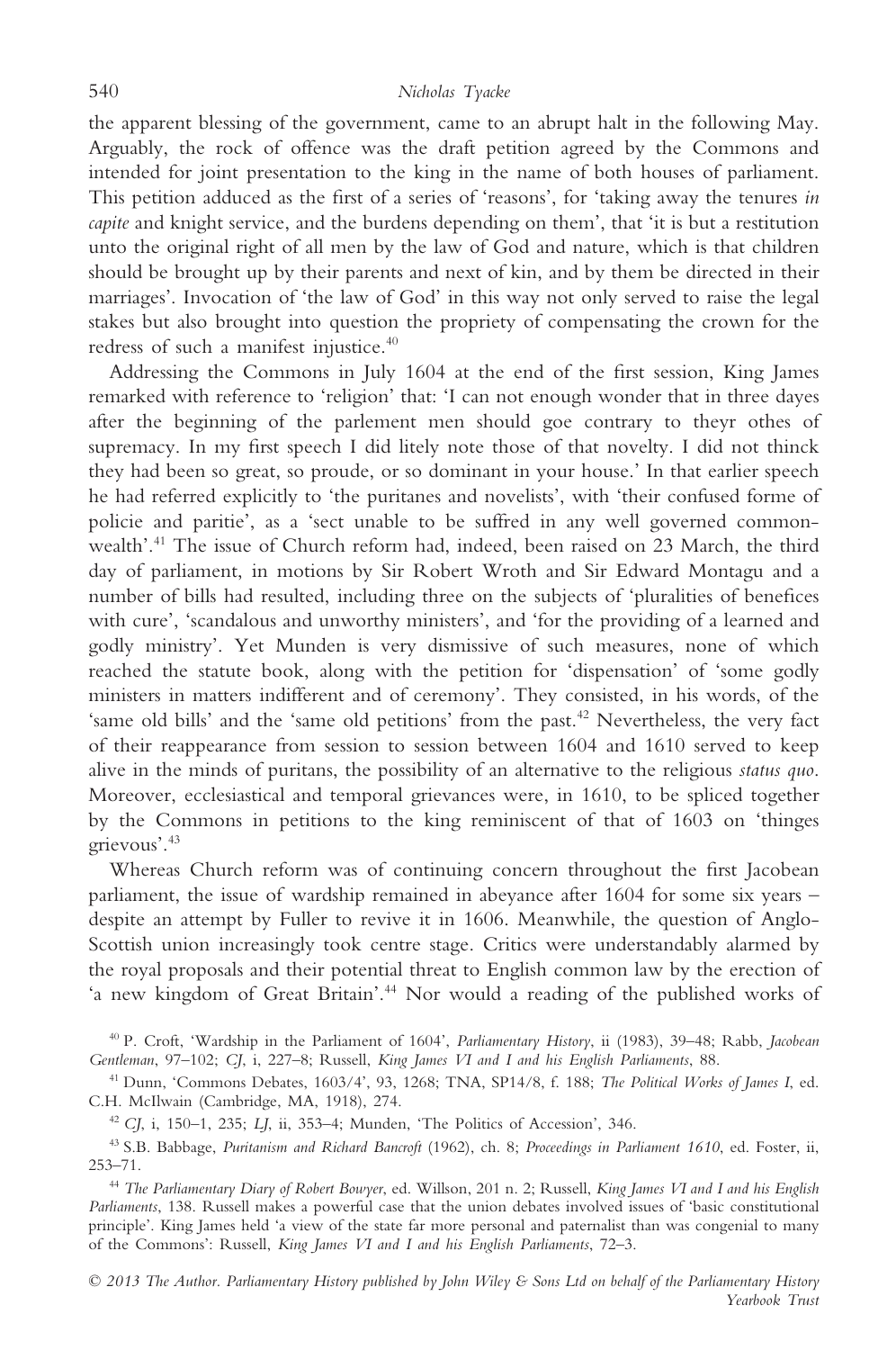the apparent blessing of the government, came to an abrupt halt in the following May. Arguably, the rock of offence was the draft petition agreed by the Commons and intended for joint presentation to the king in the name of both houses of parliament. This petition adduced as the first of a series of 'reasons', for 'taking away the tenures *in capite* and knight service, and the burdens depending on them', that 'it is but a restitution unto the original right of all men by the law of God and nature, which is that children should be brought up by their parents and next of kin, and by them be directed in their marriages'. Invocation of 'the law of God' in this way not only served to raise the legal stakes but also brought into question the propriety of compensating the crown for the redress of such a manifest injustice.[40]

Addressing the Commons in July 1604 at the end of the first session, King James remarked with reference to 'religion' that: 'I can not enough wonder that in three dayes after the beginning of the parlement men should goe contrary to theyr othes of supremacy. In my first speech I did litely note those of that novelty. I did not thinck they had been so great, so proude, or so dominant in your house.' In that earlier speech he had referred explicitly to 'the puritanes and novelists', with 'their confused forme of policie and paritie', as a 'sect unable to be suffred in any well governed commonwealth'.[41] The issue of Church reform had, indeed, been raised on 23 March, the third day of parliament, in motions by Sir Robert Wroth and Sir Edward Montagu and a number of bills had resulted, including three on the subjects of 'pluralities of benefices with cure', 'scandalous and unworthy ministers', and 'for the providing of a learned and godly ministry'. Yet Munden is very dismissive of such measures, none of which reached the statute book, along with the petition for 'dispensation' of 'some godly ministers in matters indifferent and of ceremony'. They consisted, in his words, of the 'same old bills' and the 'same old petitions' from the past.[42] Nevertheless, the very fact of their reappearance from session to session between 1604 and 1610 served to keep alive in the minds of puritans, the possibility of an alternative to the religious *status quo*. Moreover, ecclesiastical and temporal grievances were, in 1610, to be spliced together by the Commons in petitions to the king reminiscent of that of 1603 on 'thinges grievous'.[43]

Whereas Church reform was of continuing concern throughout the first Jacobean parliament, the issue of wardship remained in abeyance after 1604 for some six years – despite an attempt by Fuller to revive it in 1606. Meanwhile, the question of Anglo-Scottish union increasingly took centre stage. Critics were understandably alarmed by the royal proposals and their potential threat to English common law by the erection of 'a new kingdom of Great Britain'.[44] Nor would a reading of the published works of

[40] P. Croft, 'Wardship in the Parliament of 1604', *Parliamentary History*, ii (1983), 39–48; Rabb, *Jacobean Gentleman*, 97–102; *CJ*, i, 227–8; Russell, *King James VI and I and his English Parliaments*, 88.

[41] Dunn, 'Commons Debates, 1603/4', 93, 1268; TNA, SP14/8, f. 188; *The Political Works of James I*, ed. C.H. McIlwain (Cambridge, MA, 1918), 274.

[42] *CJ*, i, 150–1, 235; *LJ*, ii, 353–4; Munden, 'The Politics of Accession', 346.

[43] S.B. Babbage, *Puritanism and Richard Bancroft* (1962), ch. 8; *Proceedings in Parliament 1610*, ed. Foster, ii, 253–71.

[44] *The Parliamentary Diary of Robert Bowyer*, ed. Willson, 201 n. 2; Russell, *King James VI and I and his English Parliaments*, 138. Russell makes a powerful case that the union debates involved issues of 'basic constitutional principle'. King James held 'a view of the state far more personal and paternalist than was congenial to many of the Commons': Russell, *King James VI and I and his English Parliaments*, 72–3.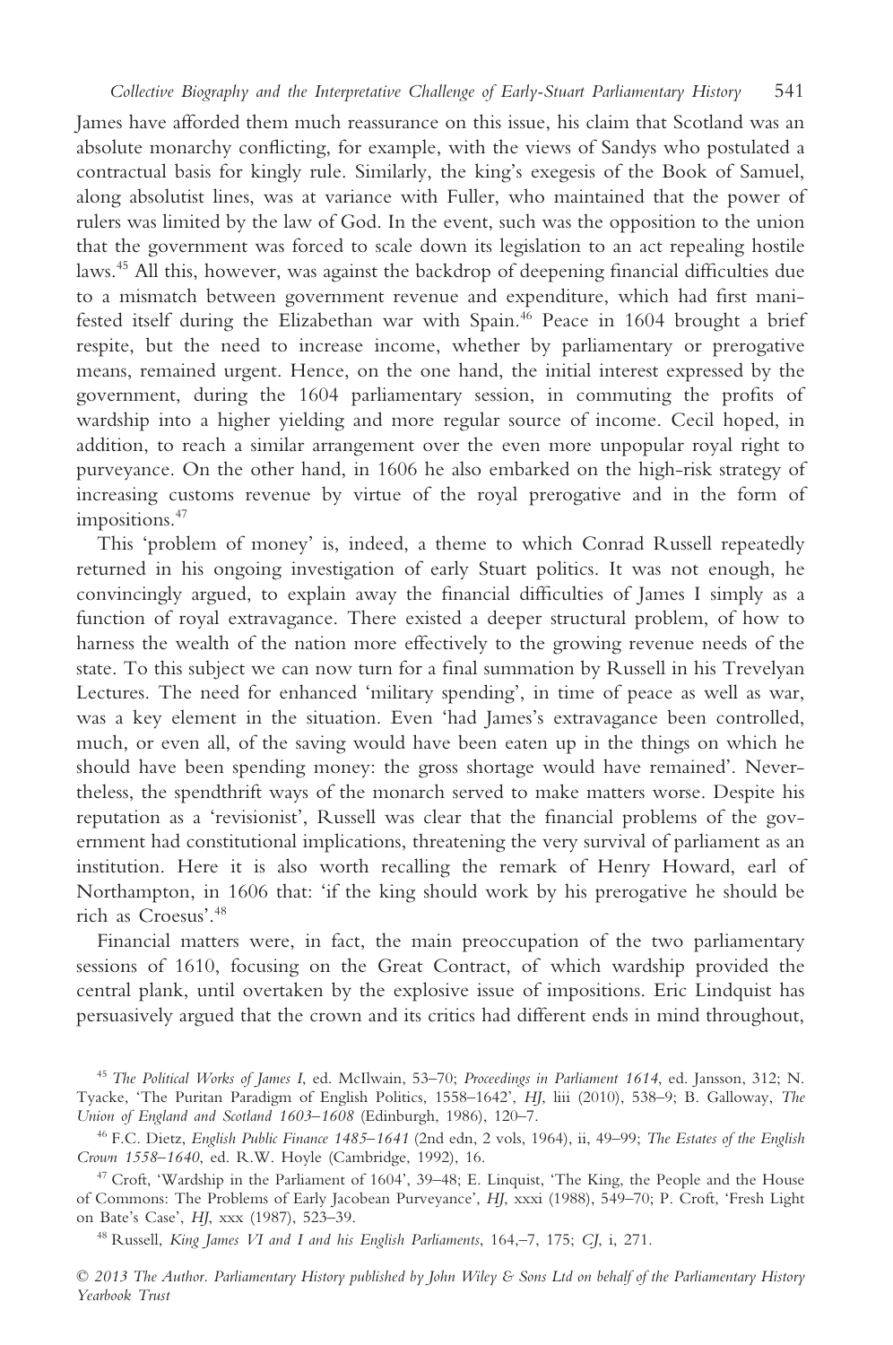James have afforded them much reassurance on this issue, his claim that Scotland was an absolute monarchy conflicting, for example, with the views of Sandys who postulated a contractual basis for kingly rule. Similarly, the king's exegesis of the Book of Samuel, along absolutist lines, was at variance with Fuller, who maintained that the power of rulers was limited by the law of God. In the event, such was the opposition to the union that the government was forced to scale down its legislation to an act repealing hostile laws.[45] All this, however, was against the backdrop of deepening financial difficulties due to a mismatch between government revenue and expenditure, which had first manifested itself during the Elizabethan war with Spain.[46] Peace in 1604 brought a brief respite, but the need to increase income, whether by parliamentary or prerogative means, remained urgent. Hence, on the one hand, the initial interest expressed by the government, during the 1604 parliamentary session, in commuting the profits of wardship into a higher yielding and more regular source of income. Cecil hoped, in addition, to reach a similar arrangement over the even more unpopular royal right to purveyance. On the other hand, in 1606 he also embarked on the high-risk strategy of increasing customs revenue by virtue of the royal prerogative and in the form of impositions.[47]

This 'problem of money' is, indeed, a theme to which Conrad Russell repeatedly returned in his ongoing investigation of early Stuart politics. It was not enough, he convincingly argued, to explain away the financial difficulties of James I simply as a function of royal extravagance. There existed a deeper structural problem, of how to harness the wealth of the nation more effectively to the growing revenue needs of the state. To this subject we can now turn for a final summation by Russell in his Trevelyan Lectures. The need for enhanced 'military spending', in time of peace as well as war, was a key element in the situation. Even 'had James's extravagance been controlled, much, or even all, of the saving would have been eaten up in the things on which he should have been spending money: the gross shortage would have remained'. Nevertheless, the spendthrift ways of the monarch served to make matters worse. Despite his reputation as a 'revisionist', Russell was clear that the financial problems of the government had constitutional implications, threatening the very survival of parliament as an institution. Here it is also worth recalling the remark of Henry Howard, earl of Northampton, in 1606 that: 'if the king should work by his prerogative he should be rich as Croesus'.[48]

Financial matters were, in fact, the main preoccupation of the two parliamentary sessions of 1610, focusing on the Great Contract, of which wardship provided the central plank, until overtaken by the explosive issue of impositions. Eric Lindquist has persuasively argued that the crown and its critics had different ends in mind throughout,

[45] *The Political Works of James I*, ed. McIlwain, 53–70; *Proceedings in Parliament 1614*, ed. Jansson, 312; N. Tyacke, 'The Puritan Paradigm of English Politics, 1558–1642', *HJ*, liii (2010), 538–9; B. Galloway, *The Union of England and Scotland 1603–1608* (Edinburgh, 1986), 120–7.

[46] F.C. Dietz, *English Public Finance 1485–1641* (2nd edn, 2 vols, 1964), ii, 49–99; *The Estates of the English Crown 1558–1640*, ed. R.W. Hoyle (Cambridge, 1992), 16.

[47] Croft, 'Wardship in the Parliament of 1604', 39–48; E. Linquist, 'The King, the People and the House of Commons: The Problems of Early Jacobean Purveyance', *HJ*, xxxi (1988), 549–70; P. Croft, 'Fresh Light on Bate's Case', *HJ*, xxx (1987), 523–39.

[48] Russell, *King James VI and I and his English Parliaments*, 164,–7, 175; *CJ*, i, 271.

© 2013 The Author. Parliamentary History published by John Wiley & Sons Ltd on behalf of the Parliamentary History Yearbook Trust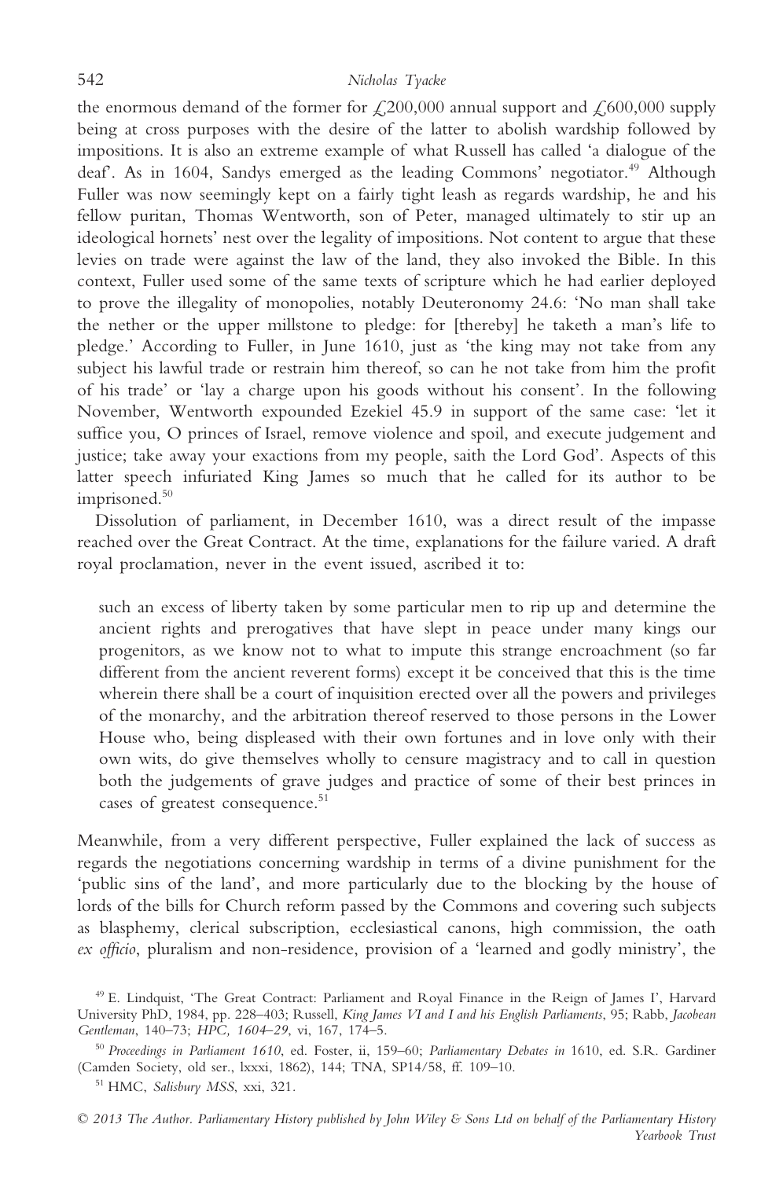the enormous demand of the former for £200,000 annual support and £600,000 supply being at cross purposes with the desire of the latter to abolish wardship followed by impositions. It is also an extreme example of what Russell has called 'a dialogue of the deaf'. As in 1604, Sandys emerged as the leading Commons' negotiator.[49] Although Fuller was now seemingly kept on a fairly tight leash as regards wardship, he and his fellow puritan, Thomas Wentworth, son of Peter, managed ultimately to stir up an ideological hornets' nest over the legality of impositions. Not content to argue that these levies on trade were against the law of the land, they also invoked the Bible. In this context, Fuller used some of the same texts of scripture which he had earlier deployed to prove the illegality of monopolies, notably Deuteronomy 24.6: 'No man shall take the nether or the upper millstone to pledge: for [thereby] he taketh a man's life to pledge.' According to Fuller, in June 1610, just as 'the king may not take from any subject his lawful trade or restrain him thereof, so can he not take from him the profit of his trade' or 'lay a charge upon his goods without his consent'. In the following November, Wentworth expounded Ezekiel 45.9 in support of the same case: 'let it suffice you, O princes of Israel, remove violence and spoil, and execute judgement and justice; take away your exactions from my people, saith the Lord God'. Aspects of this latter speech infuriated King James so much that he called for its author to be imprisoned.[50]

Dissolution of parliament, in December 1610, was a direct result of the impasse reached over the Great Contract. At the time, explanations for the failure varied. A draft royal proclamation, never in the event issued, ascribed it to:

> such an excess of liberty taken by some particular men to rip up and determine the ancient rights and prerogatives that have slept in peace under many kings our progenitors, as we know not to what to impute this strange encroachment (so far different from the ancient reverent forms) except it be conceived that this is the time wherein there shall be a court of inquisition erected over all the powers and privileges of the monarchy, and the arbitration thereof reserved to those persons in the Lower House who, being displeased with their own fortunes and in love only with their own wits, do give themselves wholly to censure magistracy and to call in question both the judgements of grave judges and practice of some of their best princes in cases of greatest consequence.[51]

Meanwhile, from a very different perspective, Fuller explained the lack of success as regards the negotiations concerning wardship in terms of a divine punishment for the 'public sins of the land', and more particularly due to the blocking by the house of lords of the bills for Church reform passed by the Commons and covering such subjects as blasphemy, clerical subscription, ecclesiastical canons, high commission, the oath *ex officio*, pluralism and non-residence, provision of a 'learned and godly ministry', the

---

[49] E. Lindquist, 'The Great Contract: Parliament and Royal Finance in the Reign of James I', Harvard University PhD, 1984, pp. 228–403; Russell, *King James VI and I and his English Parliaments*, 95; Rabb, *Jacobean Gentleman*, 140–73; *HPC, 1604–29*, vi, 167, 174–5.

[50] *Proceedings in Parliament 1610*, ed. Foster, ii, 159–60; *Parliamentary Debates in* 1610, ed. S.R. Gardiner (Camden Society, old ser., lxxxi, 1862), 144; TNA, SP14/58, ff. 109–10.

[51] HMC, *Salisbury MSS*, xxi, 321.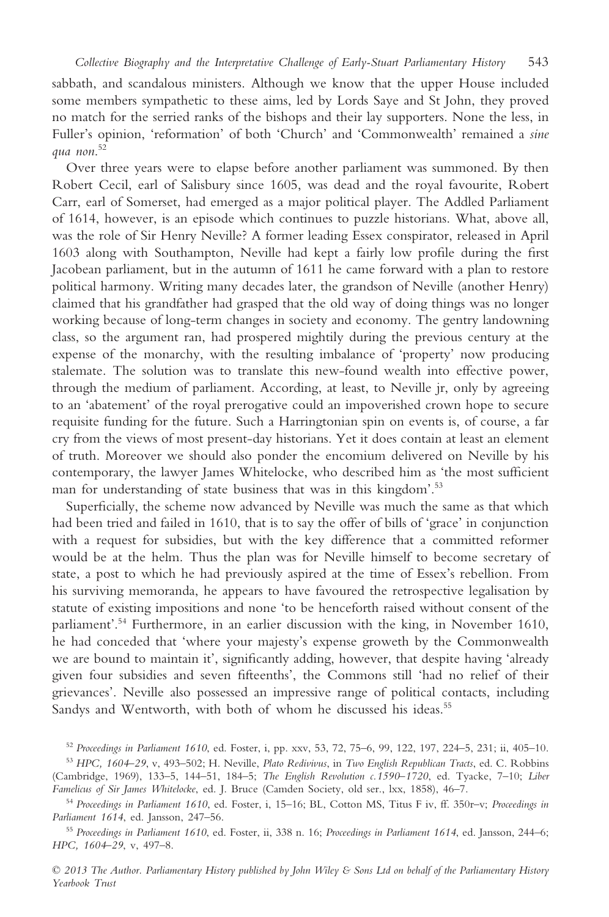sabbath, and scandalous ministers. Although we know that the upper House included some members sympathetic to these aims, led by Lords Saye and St John, they proved no match for the serried ranks of the bishops and their lay supporters. None the less, in Fuller's opinion, 'reformation' of both 'Church' and 'Commonwealth' remained a *sine qua non*.[52]

Over three years were to elapse before another parliament was summoned. By then Robert Cecil, earl of Salisbury since 1605, was dead and the royal favourite, Robert Carr, earl of Somerset, had emerged as a major political player. The Addled Parliament of 1614, however, is an episode which continues to puzzle historians. What, above all, was the role of Sir Henry Neville? A former leading Essex conspirator, released in April 1603 along with Southampton, Neville had kept a fairly low profile during the first Jacobean parliament, but in the autumn of 1611 he came forward with a plan to restore political harmony. Writing many decades later, the grandson of Neville (another Henry) claimed that his grandfather had grasped that the old way of doing things was no longer working because of long-term changes in society and economy. The gentry landowning class, so the argument ran, had prospered mightily during the previous century at the expense of the monarchy, with the resulting imbalance of 'property' now producing stalemate. The solution was to translate this new-found wealth into effective power, through the medium of parliament. According, at least, to Neville jr, only by agreeing to an 'abatement' of the royal prerogative could an impoverished crown hope to secure requisite funding for the future. Such a Harringtonian spin on events is, of course, a far cry from the views of most present-day historians. Yet it does contain at least an element of truth. Moreover we should also ponder the encomium delivered on Neville by his contemporary, the lawyer James Whitelocke, who described him as 'the most sufficient man for understanding of state business that was in this kingdom'.[53]

Superficially, the scheme now advanced by Neville was much the same as that which had been tried and failed in 1610, that is to say the offer of bills of 'grace' in conjunction with a request for subsidies, but with the key difference that a committed reformer would be at the helm. Thus the plan was for Neville himself to become secretary of state, a post to which he had previously aspired at the time of Essex's rebellion. From his surviving memoranda, he appears to have favoured the retrospective legalisation by statute of existing impositions and none 'to be henceforth raised without consent of the parliament'.[54] Furthermore, in an earlier discussion with the king, in November 1610, he had conceded that 'where your majesty's expense groweth by the Commonwealth we are bound to maintain it', significantly adding, however, that despite having 'already given four subsidies and seven fifteenths', the Commons still 'had no relief of their grievances'. Neville also possessed an impressive range of political contacts, including Sandys and Wentworth, with both of whom he discussed his ideas.[55]

[52] *Proceedings in Parliament 1610*, ed. Foster, i, pp. xxv, 53, 72, 75–6, 99, 122, 197, 224–5, 231; ii, 405–10.

[53] *HPC, 1604–29*, v, 493–502; H. Neville, *Plato Redivivus*, in *Two English Republican Tracts*, ed. C. Robbins (Cambridge, 1969), 133–5, 144–51, 184–5; *The English Revolution c.1590–1720*, ed. Tyacke, 7–10; *Liber Famelicus of Sir James Whitelocke*, ed. J. Bruce (Camden Society, old ser., lxx, 1858), 46–7.

[54] *Proceedings in Parliament 1610*, ed. Foster, i, 15–16; BL, Cotton MS, Titus F iv, ff. 350r–v; *Proceedings in Parliament 1614*, ed. Jansson, 247–56.

[55] *Proceedings in Parliament 1610*, ed. Foster, ii, 338 n. 16; *Proceedings in Parliament 1614*, ed. Jansson, 244–6; *HPC, 1604–29*, v, 497–8.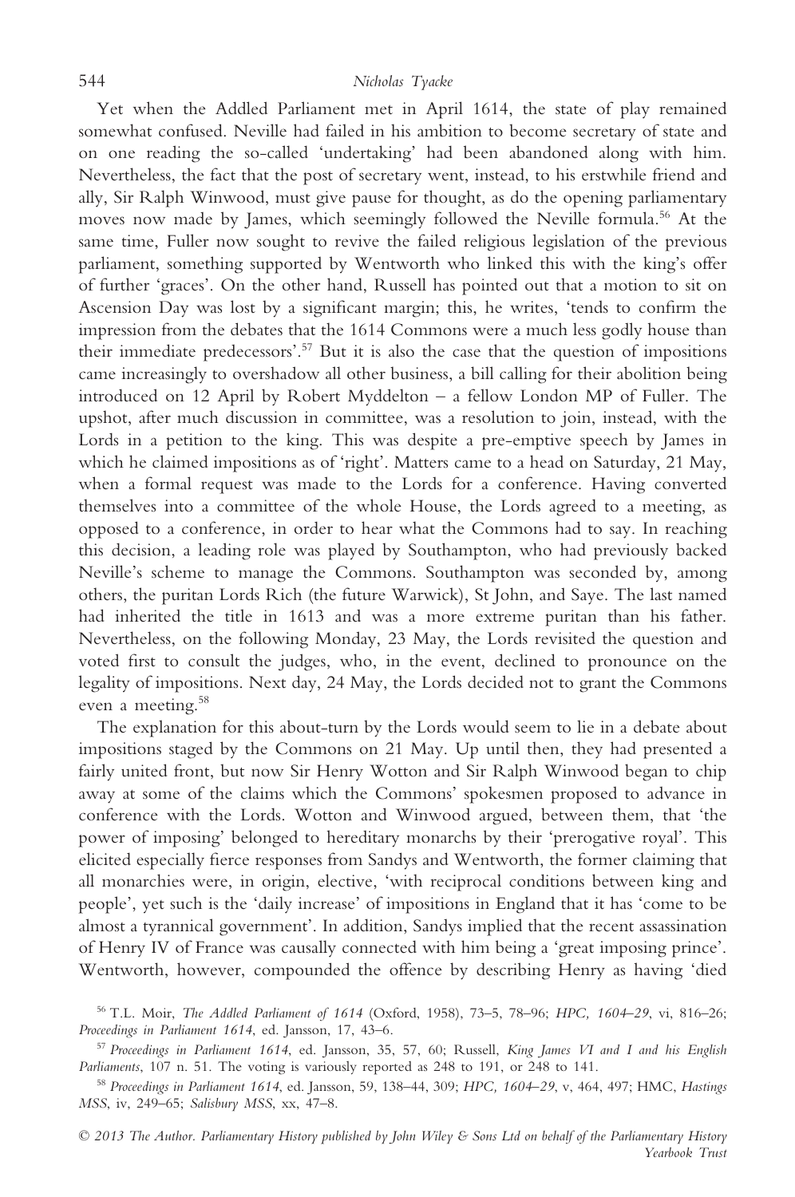Yet when the Addled Parliament met in April 1614, the state of play remained somewhat confused. Neville had failed in his ambition to become secretary of state and on one reading the so-called 'undertaking' had been abandoned along with him. Nevertheless, the fact that the post of secretary went, instead, to his erstwhile friend and ally, Sir Ralph Winwood, must give pause for thought, as do the opening parliamentary moves now made by James, which seemingly followed the Neville formula.[56] At the same time, Fuller now sought to revive the failed religious legislation of the previous parliament, something supported by Wentworth who linked this with the king's offer of further 'graces'. On the other hand, Russell has pointed out that a motion to sit on Ascension Day was lost by a significant margin; this, he writes, 'tends to confirm the impression from the debates that the 1614 Commons were a much less godly house than their immediate predecessors'.[57] But it is also the case that the question of impositions came increasingly to overshadow all other business, a bill calling for their abolition being introduced on 12 April by Robert Myddelton – a fellow London MP of Fuller. The upshot, after much discussion in committee, was a resolution to join, instead, with the Lords in a petition to the king. This was despite a pre-emptive speech by James in which he claimed impositions as of 'right'. Matters came to a head on Saturday, 21 May, when a formal request was made to the Lords for a conference. Having converted themselves into a committee of the whole House, the Lords agreed to a meeting, as opposed to a conference, in order to hear what the Commons had to say. In reaching this decision, a leading role was played by Southampton, who had previously backed Neville's scheme to manage the Commons. Southampton was seconded by, among others, the puritan Lords Rich (the future Warwick), St John, and Saye. The last named had inherited the title in 1613 and was a more extreme puritan than his father. Nevertheless, on the following Monday, 23 May, the Lords revisited the question and voted first to consult the judges, who, in the event, declined to pronounce on the legality of impositions. Next day, 24 May, the Lords decided not to grant the Commons even a meeting.[58]

The explanation for this about-turn by the Lords would seem to lie in a debate about impositions staged by the Commons on 21 May. Up until then, they had presented a fairly united front, but now Sir Henry Wotton and Sir Ralph Winwood began to chip away at some of the claims which the Commons' spokesmen proposed to advance in conference with the Lords. Wotton and Winwood argued, between them, that 'the power of imposing' belonged to hereditary monarchs by their 'prerogative royal'. This elicited especially fierce responses from Sandys and Wentworth, the former claiming that all monarchies were, in origin, elective, 'with reciprocal conditions between king and people', yet such is the 'daily increase' of impositions in England that it has 'come to be almost a tyrannical government'. In addition, Sandys implied that the recent assassination of Henry IV of France was causally connected with him being a 'great imposing prince'. Wentworth, however, compounded the offence by describing Henry as having 'died

[56] T.L. Moir, *The Addled Parliament of 1614* (Oxford, 1958), 73–5, 78–96; *HPC, 1604–29*, vi, 816–26; *Proceedings in Parliament 1614*, ed. Jansson, 17, 43–6.

[57] *Proceedings in Parliament 1614*, ed. Jansson, 35, 57, 60; Russell, *King James VI and I and his English Parliaments*, 107 n. 51. The voting is variously reported as 248 to 191, or 248 to 141.

[58] *Proceedings in Parliament 1614*, ed. Jansson, 59, 138–44, 309; *HPC, 1604–29*, v, 464, 497; HMC, *Hastings MSS*, iv, 249–65; *Salisbury MSS*, xx, 47–8.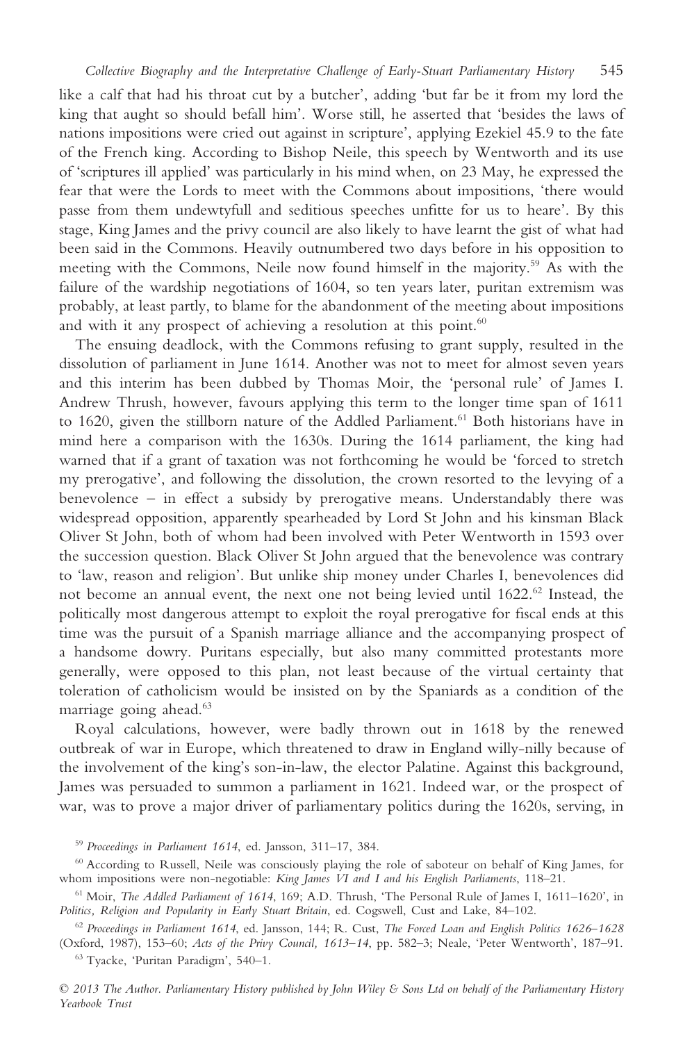like a calf that had his throat cut by a butcher', adding 'but far be it from my lord the king that aught so should befall him'. Worse still, he asserted that 'besides the laws of nations impositions were cried out against in scripture', applying Ezekiel 45.9 to the fate of the French king. According to Bishop Neile, this speech by Wentworth and its use of 'scriptures ill applied' was particularly in his mind when, on 23 May, he expressed the fear that were the Lords to meet with the Commons about impositions, 'there would passe from them undewtyfull and seditious speeches unfitte for us to heare'. By this stage, King James and the privy council are also likely to have learnt the gist of what had been said in the Commons. Heavily outnumbered two days before in his opposition to meeting with the Commons, Neile now found himself in the majority.[59] As with the failure of the wardship negotiations of 1604, so ten years later, puritan extremism was probably, at least partly, to blame for the abandonment of the meeting about impositions and with it any prospect of achieving a resolution at this point.[60]

The ensuing deadlock, with the Commons refusing to grant supply, resulted in the dissolution of parliament in June 1614. Another was not to meet for almost seven years and this interim has been dubbed by Thomas Moir, the 'personal rule' of James I. Andrew Thrush, however, favours applying this term to the longer time span of 1611 to 1620, given the stillborn nature of the Addled Parliament.[61] Both historians have in mind here a comparison with the 1630s. During the 1614 parliament, the king had warned that if a grant of taxation was not forthcoming he would be 'forced to stretch my prerogative', and following the dissolution, the crown resorted to the levying of a benevolence – in effect a subsidy by prerogative means. Understandably there was widespread opposition, apparently spearheaded by Lord St John and his kinsman Black Oliver St John, both of whom had been involved with Peter Wentworth in 1593 over the succession question. Black Oliver St John argued that the benevolence was contrary to 'law, reason and religion'. But unlike ship money under Charles I, benevolences did not become an annual event, the next one not being levied until 1622.[62] Instead, the politically most dangerous attempt to exploit the royal prerogative for fiscal ends at this time was the pursuit of a Spanish marriage alliance and the accompanying prospect of a handsome dowry. Puritans especially, but also many committed protestants more generally, were opposed to this plan, not least because of the virtual certainty that toleration of catholicism would be insisted on by the Spaniards as a condition of the marriage going ahead.[63]

Royal calculations, however, were badly thrown out in 1618 by the renewed outbreak of war in Europe, which threatened to draw in England willy-nilly because of the involvement of the king's son-in-law, the elector Palatine. Against this background, James was persuaded to summon a parliament in 1621. Indeed war, or the prospect of war, was to prove a major driver of parliamentary politics during the 1620s, serving, in

[59] *Proceedings in Parliament 1614*, ed. Jansson, 311–17, 384.

[60] According to Russell, Neile was consciously playing the role of saboteur on behalf of King James, for whom impositions were non-negotiable: *King James VI and I and his English Parliaments*, 118–21.

[61] Moir, *The Addled Parliament of 1614*, 169; A.D. Thrush, 'The Personal Rule of James I, 1611–1620', in *Politics, Religion and Popularity in Early Stuart Britain*, ed. Cogswell, Cust and Lake, 84–102.

[62] *Proceedings in Parliament 1614*, ed. Jansson, 144; R. Cust, *The Forced Loan and English Politics 1626–1628* (Oxford, 1987), 153–60; *Acts of the Privy Council, 1613–14*, pp. 582–3; Neale, 'Peter Wentworth', 187–91.

[63] Tyacke, 'Puritan Paradigm', 540–1.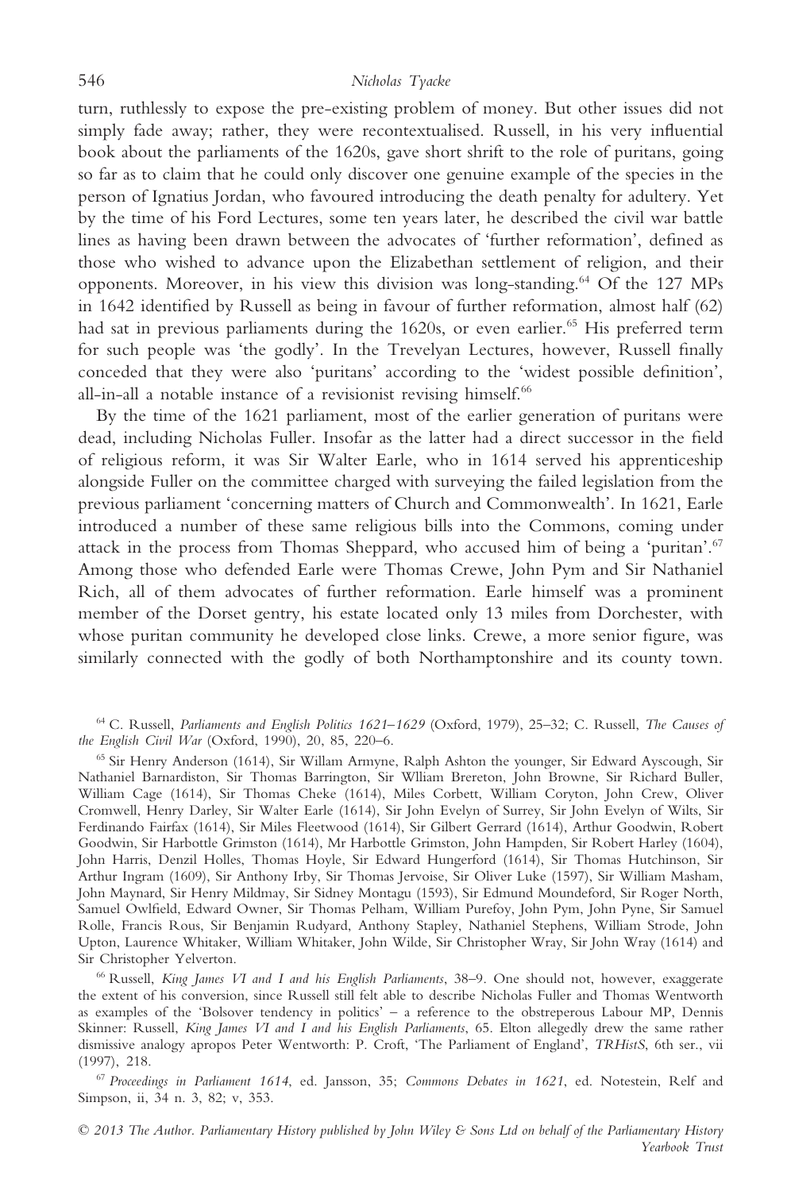turn, ruthlessly to expose the pre-existing problem of money. But other issues did not simply fade away; rather, they were recontextualised. Russell, in his very influential book about the parliaments of the 1620s, gave short shrift to the role of puritans, going so far as to claim that he could only discover one genuine example of the species in the person of Ignatius Jordan, who favoured introducing the death penalty for adultery. Yet by the time of his Ford Lectures, some ten years later, he described the civil war battle lines as having been drawn between the advocates of 'further reformation', defined as those who wished to advance upon the Elizabethan settlement of religion, and their opponents. Moreover, in his view this division was long-standing.[64] Of the 127 MPs in 1642 identified by Russell as being in favour of further reformation, almost half (62) had sat in previous parliaments during the 1620s, or even earlier.[65] His preferred term for such people was 'the godly'. In the Trevelyan Lectures, however, Russell finally conceded that they were also 'puritans' according to the 'widest possible definition', all-in-all a notable instance of a revisionist revising himself.[66]

By the time of the 1621 parliament, most of the earlier generation of puritans were dead, including Nicholas Fuller. Insofar as the latter had a direct successor in the field of religious reform, it was Sir Walter Earle, who in 1614 served his apprenticeship alongside Fuller on the committee charged with surveying the failed legislation from the previous parliament 'concerning matters of Church and Commonwealth'. In 1621, Earle introduced a number of these same religious bills into the Commons, coming under attack in the process from Thomas Sheppard, who accused him of being a 'puritan'.[67] Among those who defended Earle were Thomas Crewe, John Pym and Sir Nathaniel Rich, all of them advocates of further reformation. Earle himself was a prominent member of the Dorset gentry, his estate located only 13 miles from Dorchester, with whose puritan community he developed close links. Crewe, a more senior figure, was similarly connected with the godly of both Northamptonshire and its county town.

[64] C. Russell, *Parliaments and English Politics 1621–1629* (Oxford, 1979), 25–32; C. Russell, *The Causes of the English Civil War* (Oxford, 1990), 20, 85, 220–6.

[65] Sir Henry Anderson (1614), Sir Willam Armyne, Ralph Ashton the younger, Sir Edward Ayscough, Sir Nathaniel Barnardiston, Sir Thomas Barrington, Sir Wlliam Brereton, John Browne, Sir Richard Buller, William Cage (1614), Sir Thomas Cheke (1614), Miles Corbett, William Coryton, John Crew, Oliver Cromwell, Henry Darley, Sir Walter Earle (1614), Sir John Evelyn of Surrey, Sir John Evelyn of Wilts, Sir Ferdinando Fairfax (1614), Sir Miles Fleetwood (1614), Sir Gilbert Gerrard (1614), Arthur Goodwin, Robert Goodwin, Sir Harbottle Grimston (1614), Mr Harbottle Grimston, John Hampden, Sir Robert Harley (1604), John Harris, Denzil Holles, Thomas Hoyle, Sir Edward Hungerford (1614), Sir Thomas Hutchinson, Sir Arthur Ingram (1609), Sir Anthony Irby, Sir Thomas Jervoise, Sir Oliver Luke (1597), Sir William Masham, John Maynard, Sir Henry Mildmay, Sir Sidney Montagu (1593), Sir Edmund Moundeford, Sir Roger North, Samuel Owlfield, Edward Owner, Sir Thomas Pelham, William Purefoy, John Pym, John Pyne, Sir Samuel Rolle, Francis Rous, Sir Benjamin Rudyard, Anthony Stapley, Nathaniel Stephens, William Strode, John Upton, Laurence Whitaker, William Whitaker, John Wilde, Sir Christopher Wray, Sir John Wray (1614) and Sir Christopher Yelverton.

[66] Russell, *King James VI and I and his English Parliaments*, 38–9. One should not, however, exaggerate the extent of his conversion, since Russell still felt able to describe Nicholas Fuller and Thomas Wentworth as examples of the 'Bolsover tendency in politics' – a reference to the obstreperous Labour MP, Dennis Skinner: Russell, *King James VI and I and his English Parliaments*, 65. Elton allegedly drew the same rather dismissive analogy apropos Peter Wentworth: P. Croft, 'The Parliament of England', *TRHistS*, 6th ser., vii (1997), 218.

[67] *Proceedings in Parliament 1614*, ed. Jansson, 35; *Commons Debates in 1621*, ed. Notestein, Relf and Simpson, ii, 34 n. 3, 82; v, 353.

© 2013 The Author. Parliamentary History published by John Wiley & Sons Ltd on behalf of the Parliamentary History Yearbook Trust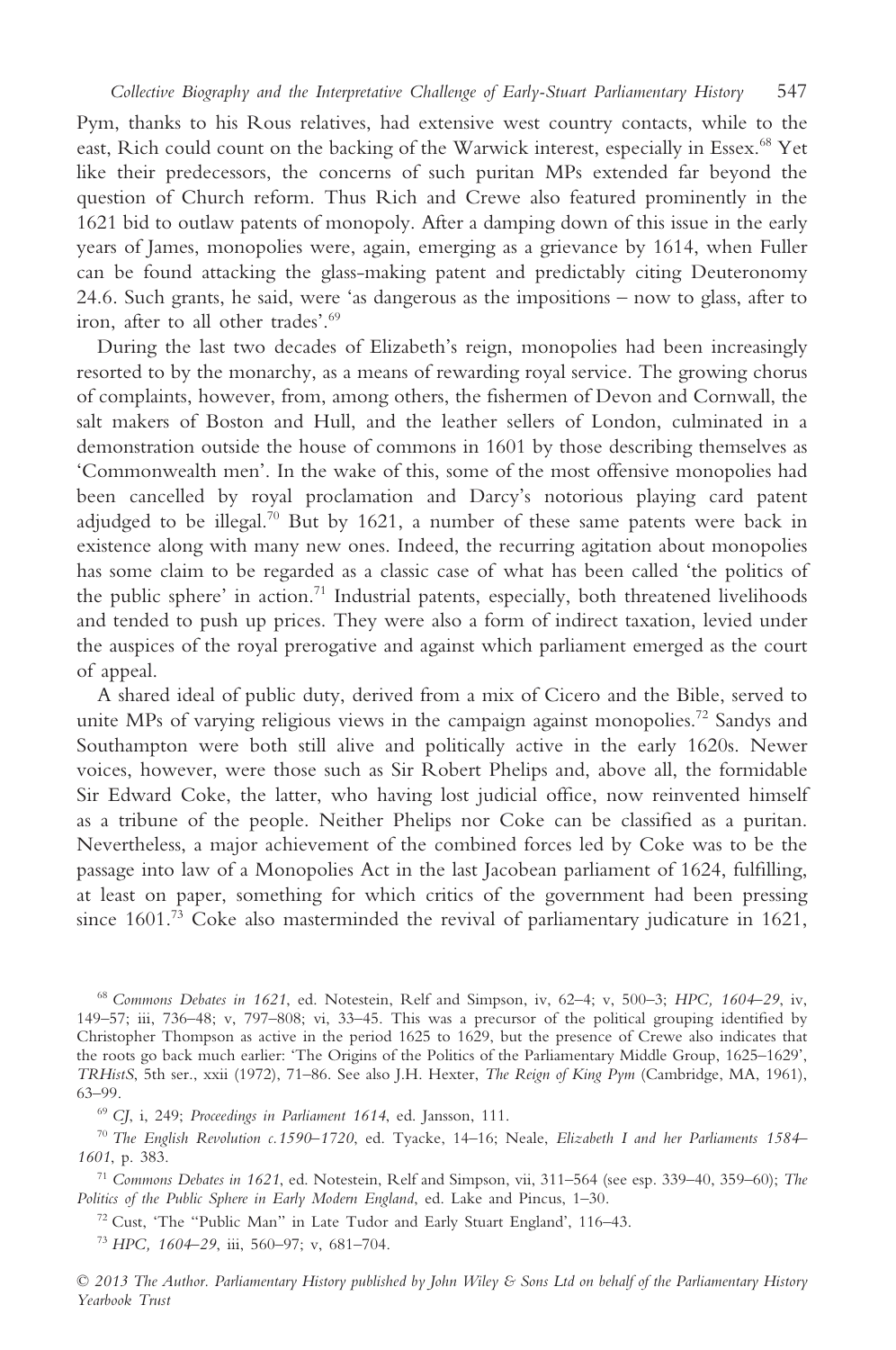Pym, thanks to his Rous relatives, had extensive west country contacts, while to the east, Rich could count on the backing of the Warwick interest, especially in Essex.[68] Yet like their predecessors, the concerns of such puritan MPs extended far beyond the question of Church reform. Thus Rich and Crewe also featured prominently in the 1621 bid to outlaw patents of monopoly. After a damping down of this issue in the early years of James, monopolies were, again, emerging as a grievance by 1614, when Fuller can be found attacking the glass-making patent and predictably citing Deuteronomy 24.6. Such grants, he said, were 'as dangerous as the impositions – now to glass, after to iron, after to all other trades'.[69]

During the last two decades of Elizabeth's reign, monopolies had been increasingly resorted to by the monarchy, as a means of rewarding royal service. The growing chorus of complaints, however, from, among others, the fishermen of Devon and Cornwall, the salt makers of Boston and Hull, and the leather sellers of London, culminated in a demonstration outside the house of commons in 1601 by those describing themselves as 'Commonwealth men'. In the wake of this, some of the most offensive monopolies had been cancelled by royal proclamation and Darcy's notorious playing card patent adjudged to be illegal.[70] But by 1621, a number of these same patents were back in existence along with many new ones. Indeed, the recurring agitation about monopolies has some claim to be regarded as a classic case of what has been called 'the politics of the public sphere' in action.[71] Industrial patents, especially, both threatened livelihoods and tended to push up prices. They were also a form of indirect taxation, levied under the auspices of the royal prerogative and against which parliament emerged as the court of appeal.

A shared ideal of public duty, derived from a mix of Cicero and the Bible, served to unite MPs of varying religious views in the campaign against monopolies.[72] Sandys and Southampton were both still alive and politically active in the early 1620s. Newer voices, however, were those such as Sir Robert Phelips and, above all, the formidable Sir Edward Coke, the latter, who having lost judicial office, now reinvented himself as a tribune of the people. Neither Phelips nor Coke can be classified as a puritan. Nevertheless, a major achievement of the combined forces led by Coke was to be the passage into law of a Monopolies Act in the last Jacobean parliament of 1624, fulfilling, at least on paper, something for which critics of the government had been pressing since 1601.[73] Coke also masterminded the revival of parliamentary judicature in 1621,

[68] *Commons Debates in 1621*, ed. Notestein, Relf and Simpson, iv, 62–4; v, 500–3; *HPC, 1604–29*, iv, 149–57; iii, 736–48; v, 797–808; vi, 33–45. This was a precursor of the political grouping identified by Christopher Thompson as active in the period 1625 to 1629, but the presence of Crewe also indicates that the roots go back much earlier: 'The Origins of the Politics of the Parliamentary Middle Group, 1625–1629', *TRHistS*, 5th ser., xxii (1972), 71–86. See also J.H. Hexter, *The Reign of King Pym* (Cambridge, MA, 1961), 63–99.

[69] *CJ*, i, 249; *Proceedings in Parliament 1614*, ed. Jansson, 111.

[70] *The English Revolution c.1590–1720*, ed. Tyacke, 14–16; Neale, *Elizabeth I and her Parliaments 1584–1601*, p. 383.

[71] *Commons Debates in 1621*, ed. Notestein, Relf and Simpson, vii, 311–564 (see esp. 339–40, 359–60); *The Politics of the Public Sphere in Early Modern England*, ed. Lake and Pincus, 1–30.

[72] Cust, 'The "Public Man" in Late Tudor and Early Stuart England', 116–43.

[73] *HPC, 1604–29*, iii, 560–97; v, 681–704.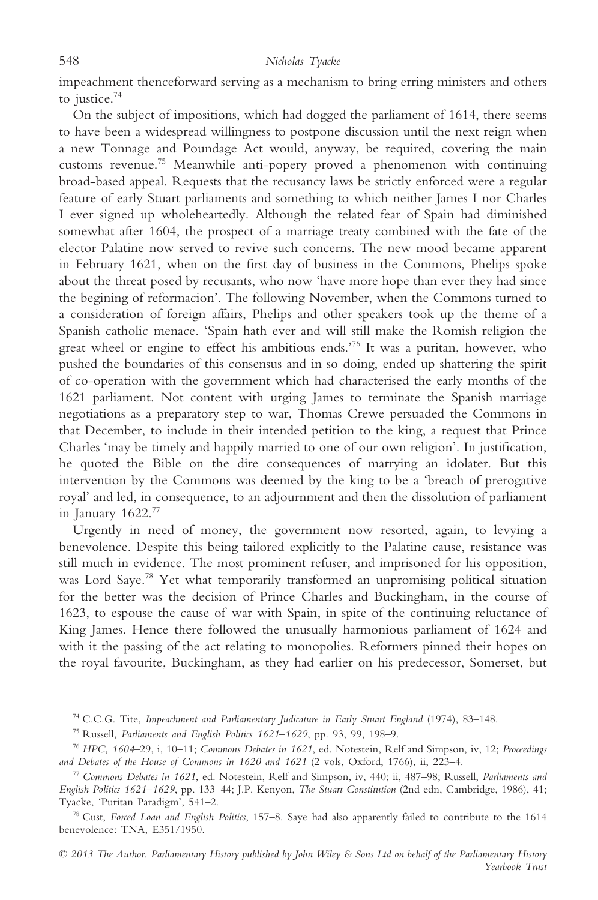impeachment thenceforward serving as a mechanism to bring erring ministers and others to justice.[74]

On the subject of impositions, which had dogged the parliament of 1614, there seems to have been a widespread willingness to postpone discussion until the next reign when a new Tonnage and Poundage Act would, anyway, be required, covering the main customs revenue.[75] Meanwhile anti-popery proved a phenomenon with continuing broad-based appeal. Requests that the recusancy laws be strictly enforced were a regular feature of early Stuart parliaments and something to which neither James I nor Charles I ever signed up wholeheartedly. Although the related fear of Spain had diminished somewhat after 1604, the prospect of a marriage treaty combined with the fate of the elector Palatine now served to revive such concerns. The new mood became apparent in February 1621, when on the first day of business in the Commons, Phelips spoke about the threat posed by recusants, who now 'have more hope than ever they had since the begining of reformacion'. The following November, when the Commons turned to a consideration of foreign affairs, Phelips and other speakers took up the theme of a Spanish catholic menace. 'Spain hath ever and will still make the Romish religion the great wheel or engine to effect his ambitious ends.'[76] It was a puritan, however, who pushed the boundaries of this consensus and in so doing, ended up shattering the spirit of co-operation with the government which had characterised the early months of the 1621 parliament. Not content with urging James to terminate the Spanish marriage negotiations as a preparatory step to war, Thomas Crewe persuaded the Commons in that December, to include in their intended petition to the king, a request that Prince Charles 'may be timely and happily married to one of our own religion'. In justification, he quoted the Bible on the dire consequences of marrying an idolater. But this intervention by the Commons was deemed by the king to be a 'breach of prerogative royal' and led, in consequence, to an adjournment and then the dissolution of parliament in January 1622.[77]

Urgently in need of money, the government now resorted, again, to levying a benevolence. Despite this being tailored explicitly to the Palatine cause, resistance was still much in evidence. The most prominent refuser, and imprisoned for his opposition, was Lord Saye.[78] Yet what temporarily transformed an unpromising political situation for the better was the decision of Prince Charles and Buckingham, in the course of 1623, to espouse the cause of war with Spain, in spite of the continuing reluctance of King James. Hence there followed the unusually harmonious parliament of 1624 and with it the passing of the act relating to monopolies. Reformers pinned their hopes on the royal favourite, Buckingham, as they had earlier on his predecessor, Somerset, but

[74] C.C.G. Tite, *Impeachment and Parliamentary Judicature in Early Stuart England* (1974), 83–148.

[75] Russell, *Parliaments and English Politics 1621–1629*, pp. 93, 99, 198–9.

[76] *HPC, 1604–29*, i, 10–11; *Commons Debates in 1621*, ed. Notestein, Relf and Simpson, iv, 12; *Proceedings and Debates of the House of Commons in 1620 and 1621* (2 vols, Oxford, 1766), ii, 223–4.

[77] *Commons Debates in 1621*, ed. Notestein, Relf and Simpson, iv, 440; ii, 487–98; Russell, *Parliaments and English Politics 1621–1629*, pp. 133–44; J.P. Kenyon, *The Stuart Constitution* (2nd edn, Cambridge, 1986), 41; Tyacke, 'Puritan Paradigm', 541–2.

[78] Cust, *Forced Loan and English Politics*, 157–8. Saye had also apparently failed to contribute to the 1614 benevolence: TNA, E351/1950.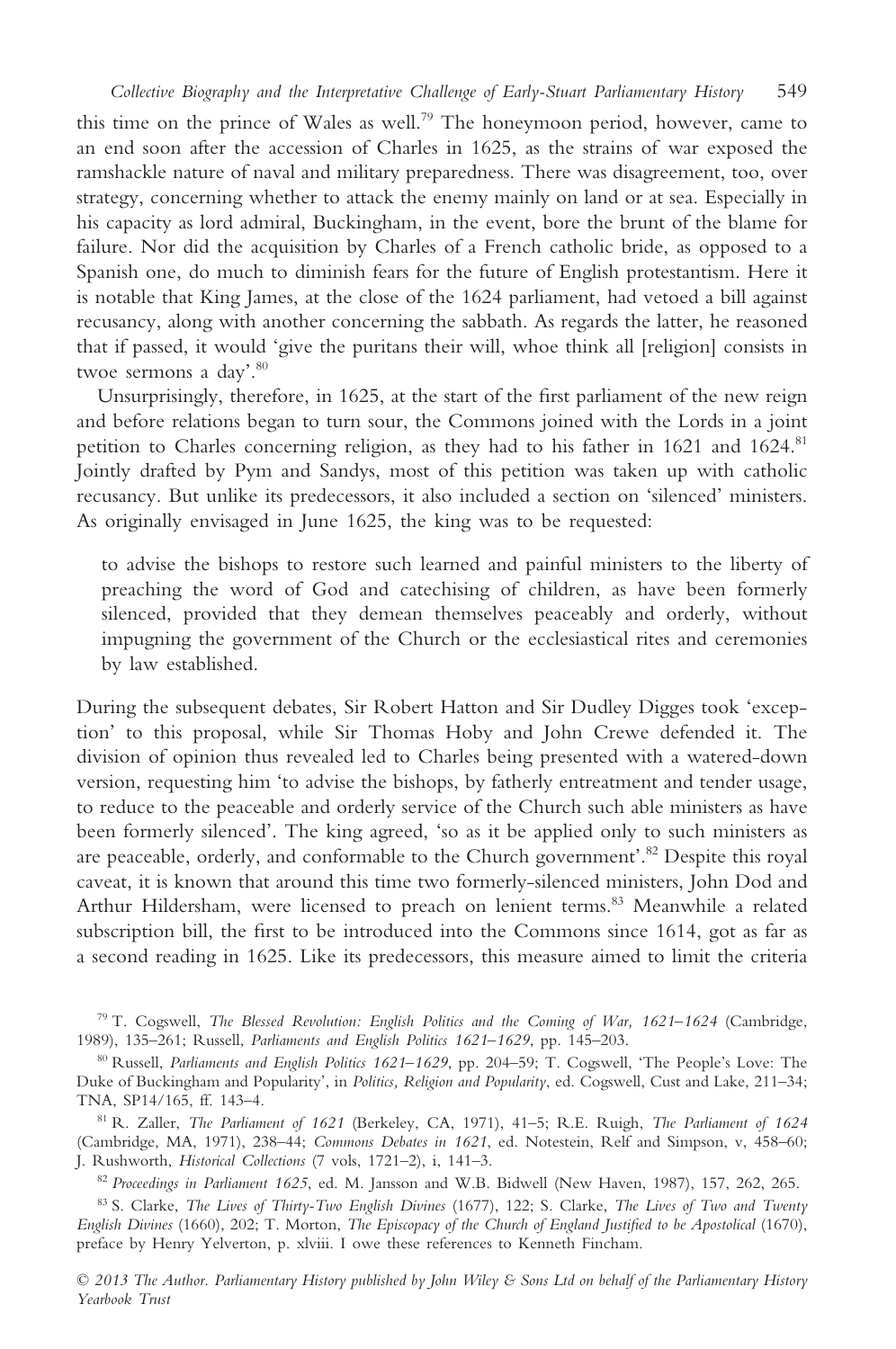this time on the prince of Wales as well.[79] The honeymoon period, however, came to an end soon after the accession of Charles in 1625, as the strains of war exposed the ramshackle nature of naval and military preparedness. There was disagreement, too, over strategy, concerning whether to attack the enemy mainly on land or at sea. Especially in his capacity as lord admiral, Buckingham, in the event, bore the brunt of the blame for failure. Nor did the acquisition by Charles of a French catholic bride, as opposed to a Spanish one, do much to diminish fears for the future of English protestantism. Here it is notable that King James, at the close of the 1624 parliament, had vetoed a bill against recusancy, along with another concerning the sabbath. As regards the latter, he reasoned that if passed, it would 'give the puritans their will, whoe think all [religion] consists in twoe sermons a day'.[80]

Unsurprisingly, therefore, in 1625, at the start of the first parliament of the new reign and before relations began to turn sour, the Commons joined with the Lords in a joint petition to Charles concerning religion, as they had to his father in 1621 and 1624.[81] Jointly drafted by Pym and Sandys, most of this petition was taken up with catholic recusancy. But unlike its predecessors, it also included a section on 'silenced' ministers. As originally envisaged in June 1625, the king was to be requested:

> to advise the bishops to restore such learned and painful ministers to the liberty of preaching the word of God and catechising of children, as have been formerly silenced, provided that they demean themselves peaceably and orderly, without impugning the government of the Church or the ecclesiastical rites and ceremonies by law established.

During the subsequent debates, Sir Robert Hatton and Sir Dudley Digges took 'exception' to this proposal, while Sir Thomas Hoby and John Crewe defended it. The division of opinion thus revealed led to Charles being presented with a watered-down version, requesting him 'to advise the bishops, by fatherly entreatment and tender usage, to reduce to the peaceable and orderly service of the Church such able ministers as have been formerly silenced'. The king agreed, 'so as it be applied only to such ministers as are peaceable, orderly, and conformable to the Church government'.[82] Despite this royal caveat, it is known that around this time two formerly-silenced ministers, John Dod and Arthur Hildersham, were licensed to preach on lenient terms.[83] Meanwhile a related subscription bill, the first to be introduced into the Commons since 1614, got as far as a second reading in 1625. Like its predecessors, this measure aimed to limit the criteria

[79] T. Cogswell, *The Blessed Revolution: English Politics and the Coming of War, 1621–1624* (Cambridge, 1989), 135–261; Russell, *Parliaments and English Politics 1621–1629*, pp. 145–203.

[80] Russell, *Parliaments and English Politics 1621–1629*, pp. 204–59; T. Cogswell, 'The People's Love: The Duke of Buckingham and Popularity', in *Politics, Religion and Popularity*, ed. Cogswell, Cust and Lake, 211–34; TNA, SP14/165, ff. 143–4.

[81] R. Zaller, *The Parliament of 1621* (Berkeley, CA, 1971), 41–5; R.E. Ruigh, *The Parliament of 1624* (Cambridge, MA, 1971), 238–44; *Commons Debates in 1621*, ed. Notestein, Relf and Simpson, v, 458–60; J. Rushworth, *Historical Collections* (7 vols, 1721–2), i, 141–3.

[82] *Proceedings in Parliament 1625*, ed. M. Jansson and W.B. Bidwell (New Haven, 1987), 157, 262, 265.

[83] S. Clarke, *The Lives of Thirty-Two English Divines* (1677), 122; S. Clarke, *The Lives of Two and Twenty English Divines* (1660), 202; T. Morton, *The Episcopacy of the Church of England Justified to be Apostolical* (1670), preface by Henry Yelverton, p. xlviii. I owe these references to Kenneth Fincham.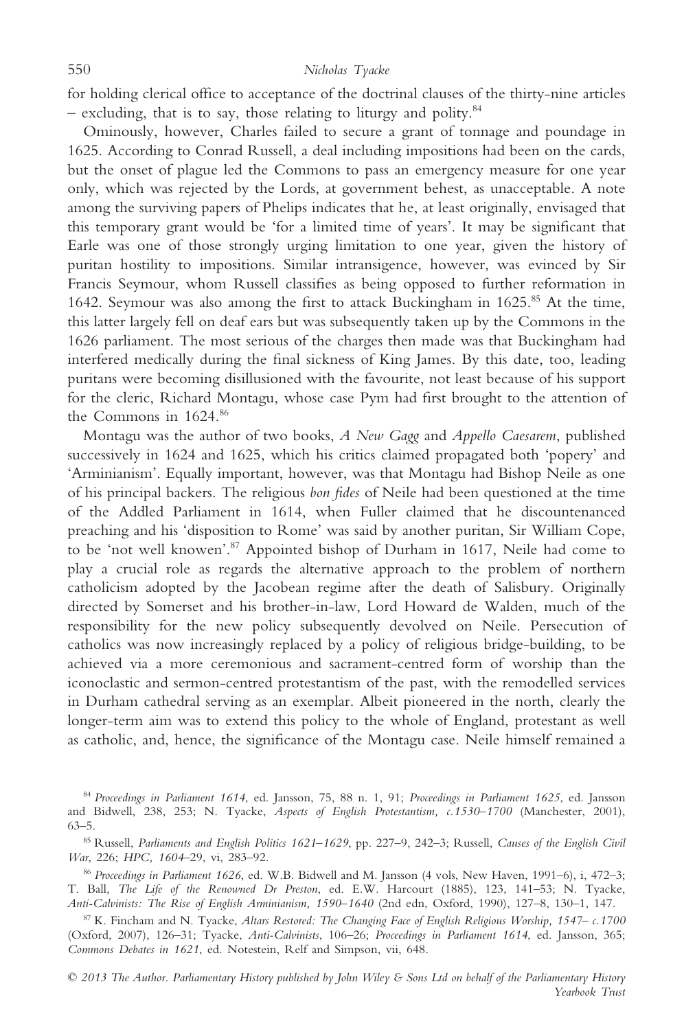for holding clerical office to acceptance of the doctrinal clauses of the thirty-nine articles – excluding, that is to say, those relating to liturgy and polity.[84]

Ominously, however, Charles failed to secure a grant of tonnage and poundage in 1625. According to Conrad Russell, a deal including impositions had been on the cards, but the onset of plague led the Commons to pass an emergency measure for one year only, which was rejected by the Lords, at government behest, as unacceptable. A note among the surviving papers of Phelips indicates that he, at least originally, envisaged that this temporary grant would be 'for a limited time of years'. It may be significant that Earle was one of those strongly urging limitation to one year, given the history of puritan hostility to impositions. Similar intransigence, however, was evinced by Sir Francis Seymour, whom Russell classifies as being opposed to further reformation in 1642. Seymour was also among the first to attack Buckingham in 1625.[85] At the time, this latter largely fell on deaf ears but was subsequently taken up by the Commons in the 1626 parliament. The most serious of the charges then made was that Buckingham had interfered medically during the final sickness of King James. By this date, too, leading puritans were becoming disillusioned with the favourite, not least because of his support for the cleric, Richard Montagu, whose case Pym had first brought to the attention of the Commons in 1624.[86]

Montagu was the author of two books, *A New Gagg* and *Appello Caesarem*, published successively in 1624 and 1625, which his critics claimed propagated both 'popery' and 'Arminianism'. Equally important, however, was that Montagu had Bishop Neile as one of his principal backers. The religious *bon fides* of Neile had been questioned at the time of the Addled Parliament in 1614, when Fuller claimed that he discountenanced preaching and his 'disposition to Rome' was said by another puritan, Sir William Cope, to be 'not well knowen'.[87] Appointed bishop of Durham in 1617, Neile had come to play a crucial role as regards the alternative approach to the problem of northern catholicism adopted by the Jacobean regime after the death of Salisbury. Originally directed by Somerset and his brother-in-law, Lord Howard de Walden, much of the responsibility for the new policy subsequently devolved on Neile. Persecution of catholics was now increasingly replaced by a policy of religious bridge-building, to be achieved via a more ceremonious and sacrament-centred form of worship than the iconoclastic and sermon-centred protestantism of the past, with the remodelled services in Durham cathedral serving as an exemplar. Albeit pioneered in the north, clearly the longer-term aim was to extend this policy to the whole of England, protestant as well as catholic, and, hence, the significance of the Montagu case. Neile himself remained a

[84] *Proceedings in Parliament 1614*, ed. Jansson, 75, 88 n. 1, 91; *Proceedings in Parliament 1625*, ed. Jansson and Bidwell, 238, 253; N. Tyacke, *Aspects of English Protestantism, c.1530–1700* (Manchester, 2001), 63–5.

[85] Russell, *Parliaments and English Politics 1621–1629*, pp. 227–9, 242–3; Russell, *Causes of the English Civil War*, 226; *HPC, 1604–29*, vi, 283–92.

[86] *Proceedings in Parliament 1626*, ed. W.B. Bidwell and M. Jansson (4 vols, New Haven, 1991–6), i, 472–3; T. Ball, *The Life of the Renowned Dr Preston*, ed. E.W. Harcourt (1885), 123, 141–53; N. Tyacke, *Anti-Calvinists: The Rise of English Arminianism, 1590–1640* (2nd edn, Oxford, 1990), 127–8, 130–1, 147.

[87] K. Fincham and N. Tyacke, *Altars Restored: The Changing Face of English Religious Worship, 1547– c.1700* (Oxford, 2007), 126–31; Tyacke, *Anti-Calvinists*, 106–26; *Proceedings in Parliament 1614*, ed. Jansson, 365; *Commons Debates in 1621*, ed. Notestein, Relf and Simpson, vii, 648.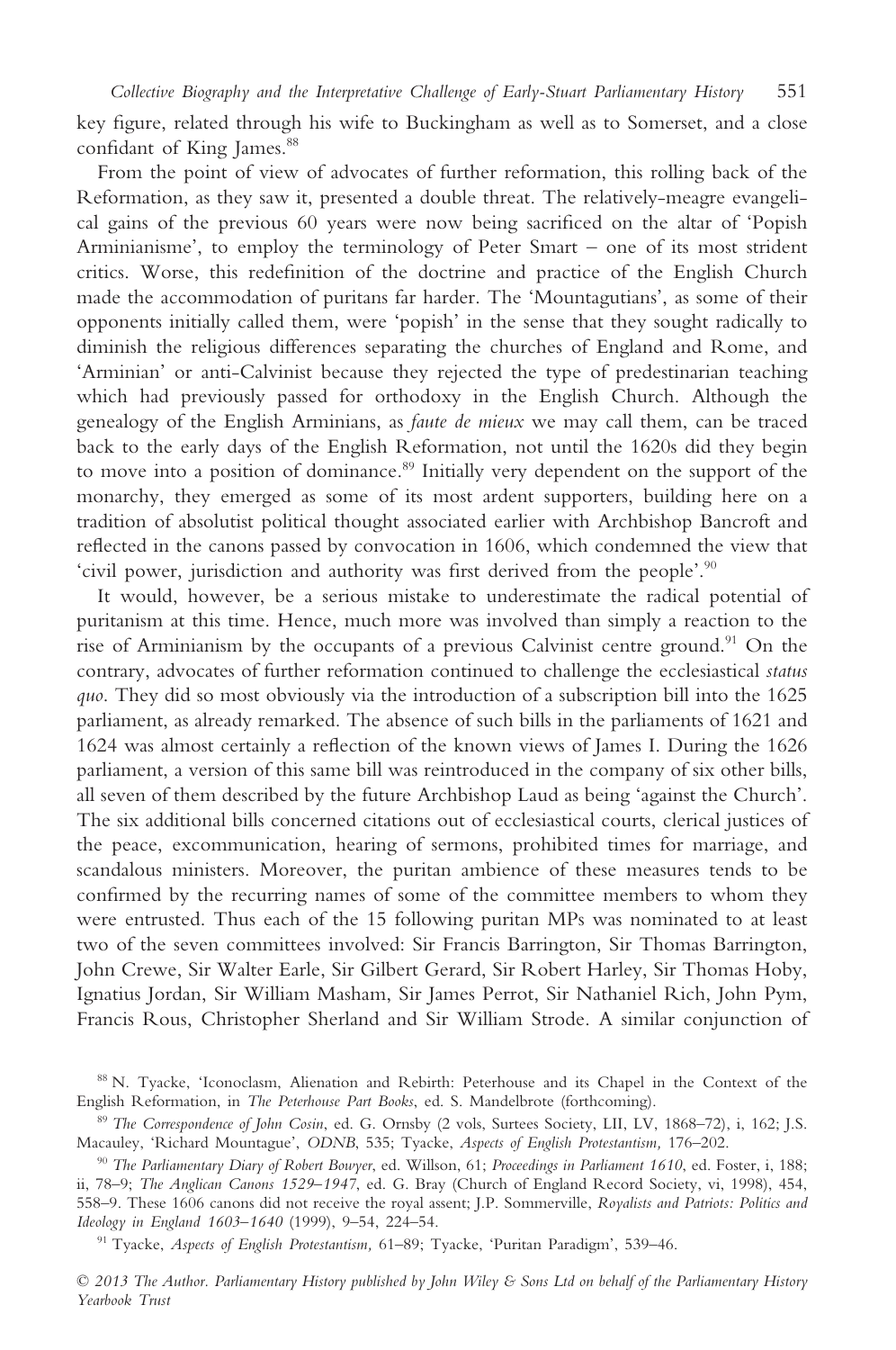key figure, related through his wife to Buckingham as well as to Somerset, and a close confidant of King James.[88]

From the point of view of advocates of further reformation, this rolling back of the Reformation, as they saw it, presented a double threat. The relatively-meagre evangelical gains of the previous 60 years were now being sacrificed on the altar of 'Popish Arminianisme', to employ the terminology of Peter Smart – one of its most strident critics. Worse, this redefinition of the doctrine and practice of the English Church made the accommodation of puritans far harder. The 'Mountagutians', as some of their opponents initially called them, were 'popish' in the sense that they sought radically to diminish the religious differences separating the churches of England and Rome, and 'Arminian' or anti-Calvinist because they rejected the type of predestinarian teaching which had previously passed for orthodoxy in the English Church. Although the genealogy of the English Arminians, as *faute de mieux* we may call them, can be traced back to the early days of the English Reformation, not until the 1620s did they begin to move into a position of dominance.[89] Initially very dependent on the support of the monarchy, they emerged as some of its most ardent supporters, building here on a tradition of absolutist political thought associated earlier with Archbishop Bancroft and reflected in the canons passed by convocation in 1606, which condemned the view that 'civil power, jurisdiction and authority was first derived from the people'.[90]

It would, however, be a serious mistake to underestimate the radical potential of puritanism at this time. Hence, much more was involved than simply a reaction to the rise of Arminianism by the occupants of a previous Calvinist centre ground.[91] On the contrary, advocates of further reformation continued to challenge the ecclesiastical *status quo*. They did so most obviously via the introduction of a subscription bill into the 1625 parliament, as already remarked. The absence of such bills in the parliaments of 1621 and 1624 was almost certainly a reflection of the known views of James I. During the 1626 parliament, a version of this same bill was reintroduced in the company of six other bills, all seven of them described by the future Archbishop Laud as being 'against the Church'. The six additional bills concerned citations out of ecclesiastical courts, clerical justices of the peace, excommunication, hearing of sermons, prohibited times for marriage, and scandalous ministers. Moreover, the puritan ambience of these measures tends to be confirmed by the recurring names of some of the committee members to whom they were entrusted. Thus each of the 15 following puritan MPs was nominated to at least two of the seven committees involved: Sir Francis Barrington, Sir Thomas Barrington, John Crewe, Sir Walter Earle, Sir Gilbert Gerard, Sir Robert Harley, Sir Thomas Hoby, Ignatius Jordan, Sir William Masham, Sir James Perrot, Sir Nathaniel Rich, John Pym, Francis Rous, Christopher Sherland and Sir William Strode. A similar conjunction of

[88] N. Tyacke, 'Iconoclasm, Alienation and Rebirth: Peterhouse and its Chapel in the Context of the English Reformation, in *The Peterhouse Part Books*, ed. S. Mandelbrote (forthcoming).

[89] *The Correspondence of John Cosin*, ed. G. Ornsby (2 vols, Surtees Society, LII, LV, 1868–72), i, 162; J.S. Macauley, 'Richard Mountague', *ODNB*, 535; Tyacke, *Aspects of English Protestantism,* 176–202.

[90] *The Parliamentary Diary of Robert Bowyer*, ed. Willson, 61; *Proceedings in Parliament 1610*, ed. Foster, i, 188; ii, 78–9; *The Anglican Canons 1529–1947*, ed. G. Bray (Church of England Record Society, vi, 1998), 454, 558–9. These 1606 canons did not receive the royal assent; J.P. Sommerville, *Royalists and Patriots: Politics and Ideology in England 1603–1640* (1999), 9–54, 224–54.

[91] Tyacke, *Aspects of English Protestantism,* 61–89; Tyacke, 'Puritan Paradigm', 539–46.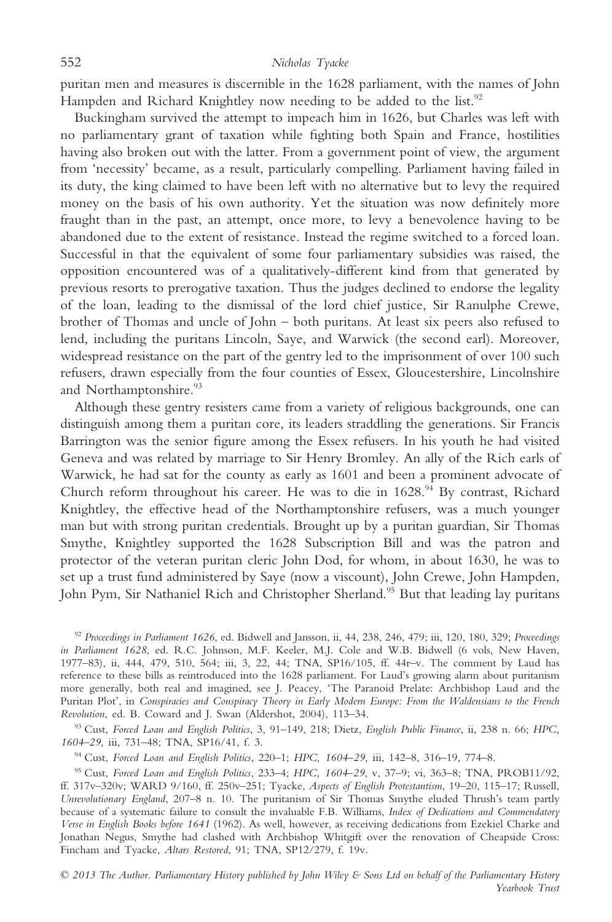puritan men and measures is discernible in the 1628 parliament, with the names of John Hampden and Richard Knightley now needing to be added to the list.[92]

Buckingham survived the attempt to impeach him in 1626, but Charles was left with no parliamentary grant of taxation while fighting both Spain and France, hostilities having also broken out with the latter. From a government point of view, the argument from 'necessity' became, as a result, particularly compelling. Parliament having failed in its duty, the king claimed to have been left with no alternative but to levy the required money on the basis of his own authority. Yet the situation was now definitely more fraught than in the past, an attempt, once more, to levy a benevolence having to be abandoned due to the extent of resistance. Instead the regime switched to a forced loan. Successful in that the equivalent of some four parliamentary subsidies was raised, the opposition encountered was of a qualitatively-different kind from that generated by previous resorts to prerogative taxation. Thus the judges declined to endorse the legality of the loan, leading to the dismissal of the lord chief justice, Sir Ranulphe Crewe, brother of Thomas and uncle of John – both puritans. At least six peers also refused to lend, including the puritans Lincoln, Saye, and Warwick (the second earl). Moreover, widespread resistance on the part of the gentry led to the imprisonment of over 100 such refusers, drawn especially from the four counties of Essex, Gloucestershire, Lincolnshire and Northamptonshire.[93]

Although these gentry resisters came from a variety of religious backgrounds, one can distinguish among them a puritan core, its leaders straddling the generations. Sir Francis Barrington was the senior figure among the Essex refusers. In his youth he had visited Geneva and was related by marriage to Sir Henry Bromley. An ally of the Rich earls of Warwick, he had sat for the county as early as 1601 and been a prominent advocate of Church reform throughout his career. He was to die in 1628.[94] By contrast, Richard Knightley, the effective head of the Northamptonshire refusers, was a much younger man but with strong puritan credentials. Brought up by a puritan guardian, Sir Thomas Smythe, Knightley supported the 1628 Subscription Bill and was the patron and protector of the veteran puritan cleric John Dod, for whom, in about 1630, he was to set up a trust fund administered by Saye (now a viscount), John Crewe, John Hampden, John Pym, Sir Nathaniel Rich and Christopher Sherland.[95] But that leading lay puritans

[92] *Proceedings in Parliament 1626*, ed. Bidwell and Jansson, ii, 44, 238, 246, 479; iii, 120, 180, 329; *Proceedings in Parliament 1628*, ed. R.C. Johnson, M.F. Keeler, M.J. Cole and W.B. Bidwell (6 vols, New Haven, 1977–83), ii, 444, 479, 510, 564; iii, 3, 22, 44; TNA, SP16/105, ff. 44r–v. The comment by Laud has reference to these bills as reintroduced into the 1628 parliament. For Laud's growing alarm about puritanism more generally, both real and imagined, see J. Peacey, 'The Paranoid Prelate: Archbishop Laud and the Puritan Plot', in *Conspiracies and Conspiracy Theory in Early Modern Europe: From the Waldensians to the French Revolution*, ed. B. Coward and J. Swan (Aldershot, 2004), 113–34.

[93] Cust, *Forced Loan and English Politics*, 3, 91–149, 218; Dietz, *English Public Finance*, ii, 238 n. 66; *HPC, 1604–29*, iii, 731–48; TNA, SP16/41, f. 3.

[94] Cust, *Forced Loan and English Politics*, 220–1; *HPC, 1604–29*, iii, 142–8, 316–19, 774–8.

[95] Cust, *Forced Loan and English Politics*, 233–4; *HPC, 1604–29*, v, 37–9; vi, 363–8; TNA, PROB11/92, ff. 317v–320v; WARD 9/160, ff. 250v–251; Tyacke, *Aspects of English Protestantism*, 19–20, 115–17; Russell, *Unrevolutionary England*, 207–8 n. 10. The puritanism of Sir Thomas Smythe eluded Thrush's team partly because of a systematic failure to consult the invaluable F.B. Williams, *Index of Dedications and Commendatory Verse in English Books before 1641* (1962). As well, however, as receiving dedications from Ezekiel Charke and Jonathan Negus, Smythe had clashed with Archbishop Whitgift over the renovation of Cheapside Cross: Fincham and Tyacke, *Altars Restored*, 91; TNA, SP12/279, f. 19v.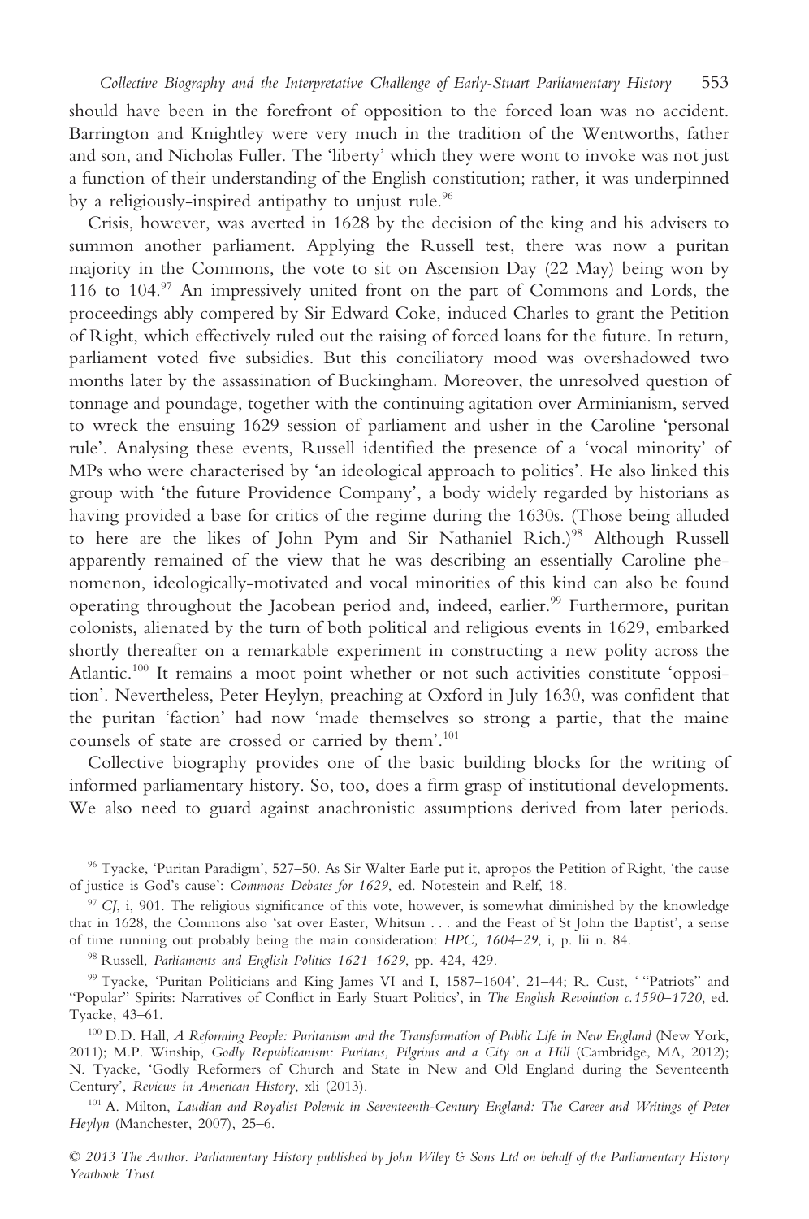should have been in the forefront of opposition to the forced loan was no accident. Barrington and Knightley were very much in the tradition of the Wentworths, father and son, and Nicholas Fuller. The 'liberty' which they were wont to invoke was not just a function of their understanding of the English constitution; rather, it was underpinned by a religiously-inspired antipathy to unjust rule.[96]

Crisis, however, was averted in 1628 by the decision of the king and his advisers to summon another parliament. Applying the Russell test, there was now a puritan majority in the Commons, the vote to sit on Ascension Day (22 May) being won by 116 to 104.[97] An impressively united front on the part of Commons and Lords, the proceedings ably compered by Sir Edward Coke, induced Charles to grant the Petition of Right, which effectively ruled out the raising of forced loans for the future. In return, parliament voted five subsidies. But this conciliatory mood was overshadowed two months later by the assassination of Buckingham. Moreover, the unresolved question of tonnage and poundage, together with the continuing agitation over Arminianism, served to wreck the ensuing 1629 session of parliament and usher in the Caroline 'personal rule'. Analysing these events, Russell identified the presence of a 'vocal minority' of MPs who were characterised by 'an ideological approach to politics'. He also linked this group with 'the future Providence Company', a body widely regarded by historians as having provided a base for critics of the regime during the 1630s. (Those being alluded to here are the likes of John Pym and Sir Nathaniel Rich.)[98] Although Russell apparently remained of the view that he was describing an essentially Caroline phenomenon, ideologically-motivated and vocal minorities of this kind can also be found operating throughout the Jacobean period and, indeed, earlier.[99] Furthermore, puritan colonists, alienated by the turn of both political and religious events in 1629, embarked shortly thereafter on a remarkable experiment in constructing a new polity across the Atlantic.[100] It remains a moot point whether or not such activities constitute 'opposition'. Nevertheless, Peter Heylyn, preaching at Oxford in July 1630, was confident that the puritan 'faction' had now 'made themselves so strong a partie, that the maine counsels of state are crossed or carried by them'.[101]

Collective biography provides one of the basic building blocks for the writing of informed parliamentary history. So, too, does a firm grasp of institutional developments. We also need to guard against anachronistic assumptions derived from later periods.

---

[96] Tyacke, 'Puritan Paradigm', 527–50. As Sir Walter Earle put it, apropos the Petition of Right, 'the cause of justice is God's cause': *Commons Debates for 1629*, ed. Notestein and Relf, 18.

[97] *CJ*, i, 901. The religious significance of this vote, however, is somewhat diminished by the knowledge that in 1628, the Commons also 'sat over Easter, Whitsun . . . and the Feast of St John the Baptist', a sense of time running out probably being the main consideration: *HPC, 1604–29*, i, p. lii n. 84.

[98] Russell, *Parliaments and English Politics 1621–1629*, pp. 424, 429.

[99] Tyacke, 'Puritan Politicians and King James VI and I, 1587–1604', 21–44; R. Cust, ' "Patriots" and "Popular" Spirits: Narratives of Conflict in Early Stuart Politics', in *The English Revolution c.1590–1720*, ed. Tyacke, 43–61.

[100] D.D. Hall, *A Reforming People: Puritanism and the Transformation of Public Life in New England* (New York, 2011); M.P. Winship, *Godly Republicanism: Puritans, Pilgrims and a City on a Hill* (Cambridge, MA, 2012); N. Tyacke, 'Godly Reformers of Church and State in New and Old England during the Seventeenth Century', *Reviews in American History*, xli (2013).

[101] A. Milton, *Laudian and Royalist Polemic in Seventeenth-Century England: The Career and Writings of Peter Heylyn* (Manchester, 2007), 25–6.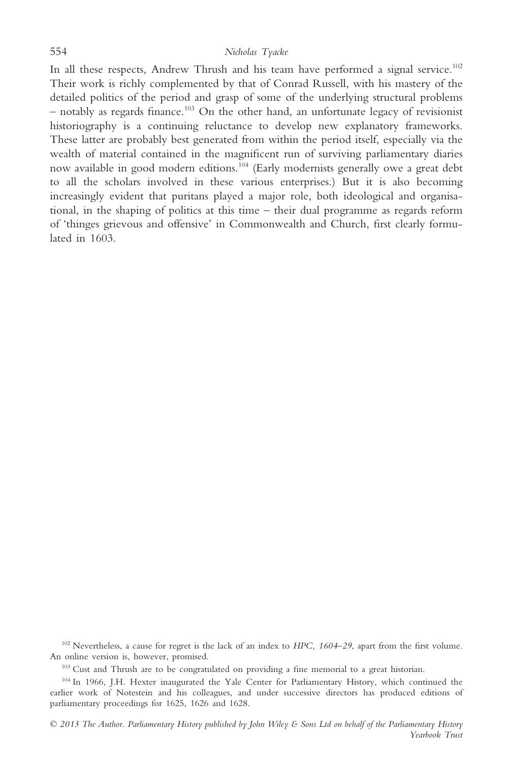In all these respects, Andrew Thrush and his team have performed a signal service.[102] Their work is richly complemented by that of Conrad Russell, with his mastery of the detailed politics of the period and grasp of some of the underlying structural problems – notably as regards finance.[103] On the other hand, an unfortunate legacy of revisionist historiography is a continuing reluctance to develop new explanatory frameworks. These latter are probably best generated from within the period itself, especially via the wealth of material contained in the magnificent run of surviving parliamentary diaries now available in good modern editions.[104] (Early modernists generally owe a great debt to all the scholars involved in these various enterprises.) But it is also becoming increasingly evident that puritans played a major role, both ideological and organisational, in the shaping of politics at this time – their dual programme as regards reform of 'thinges grievous and offensive' in Commonwealth and Church, first clearly formulated in 1603.

[102] Nevertheless, a cause for regret is the lack of an index to *HPC, 1604–29*, apart from the first volume. An online version is, however, promised.

[103] Cust and Thrush are to be congratulated on providing a fine memorial to a great historian.

[104] In 1966, J.H. Hexter inaugurated the Yale Center for Parliamentary History, which continued the earlier work of Notestein and his colleagues, and under successive directors has produced editions of parliamentary proceedings for 1625, 1626 and 1628.

© 2013 The Author. Parliamentary History published by John Wiley & Sons Ltd on behalf of the Parliamentary History Yearbook Trust